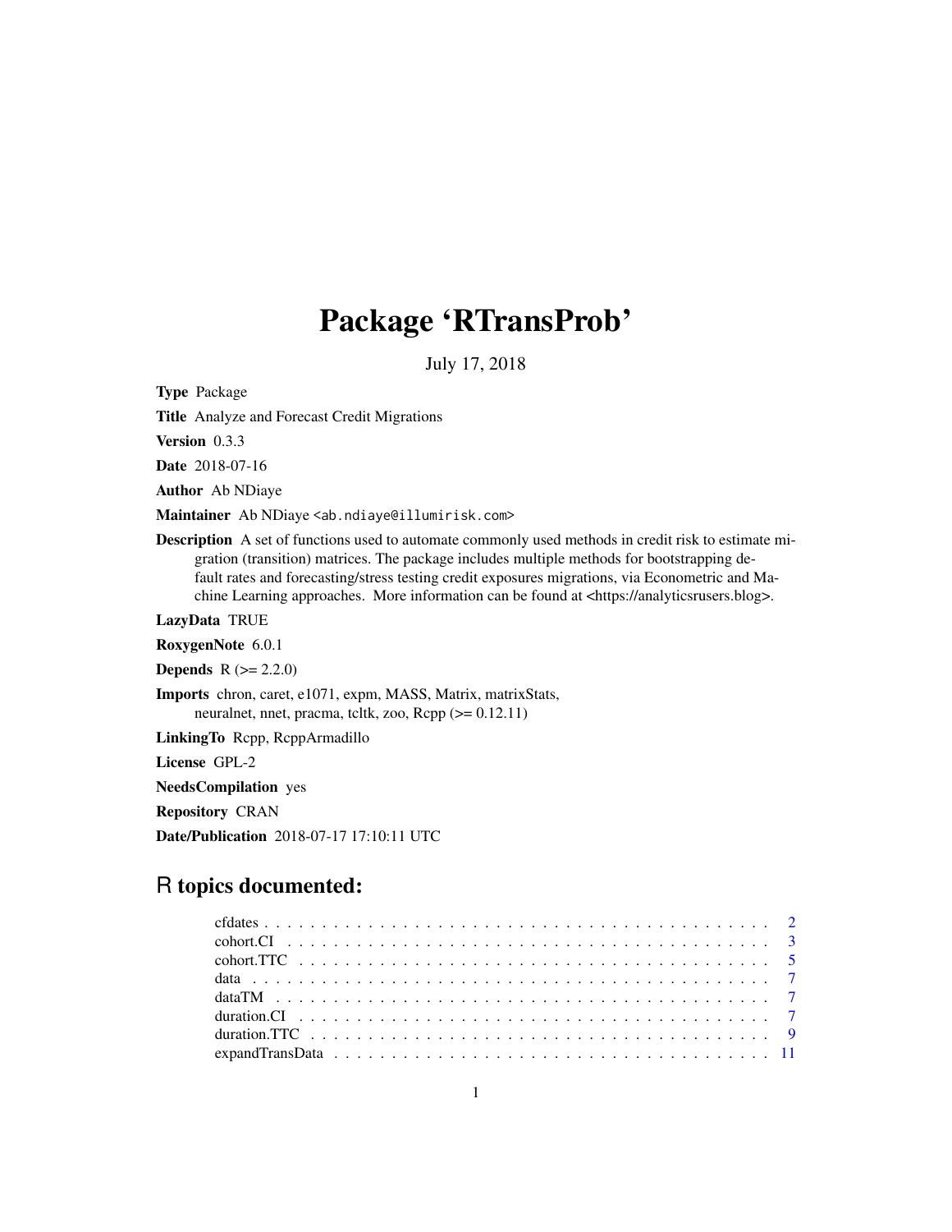# Package 'RTransProb'

July 17, 2018

**Type** Package

**Title** Analyze and Forecast Credit Migrations

**Version** 0.3.3

**Date** 2018-07-16

**Author** Ab NDiaye

**Maintainer** Ab NDiaye <ab.ndiaye@illumirisk.com>

**Description** A set of functions used to automate commonly used methods in credit risk to estimate migration (transition) matrices. The package includes multiple methods for bootstrapping default rates and forecasting/stress testing credit exposures migrations, via Econometric and Machine Learning approaches. More information can be found at <https://analyticsrusers.blog>.

**LazyData** TRUE

**RoxygenNote** 6.0.1

**Depends** R (>= 2.2.0)

**Imports** chron, caret, e1071, expm, MASS, Matrix, matrixStats, neuralnet, nnet, pracma, tcltk, zoo, Rcpp (>= 0.12.11)

**LinkingTo** Rcpp, RcppArmadillo

**License** GPL-2

**NeedsCompilation** yes

**Repository** CRAN

**Date/Publication** 2018-07-17 17:10:11 UTC

## R topics documented:

- cfdates . . . . . . . . . . . . . . . . . . . . . . . . . . . . . . . . . . . . . . . . . . 2
- cohort.CI . . . . . . . . . . . . . . . . . . . . . . . . . . . . . . . . . . . . . . . . . 3
- cohort.TTC . . . . . . . . . . . . . . . . . . . . . . . . . . . . . . . . . . . . . . . . 5
- data . . . . . . . . . . . . . . . . . . . . . . . . . . . . . . . . . . . . . . . . . . . 7
- dataTM . . . . . . . . . . . . . . . . . . . . . . . . . . . . . . . . . . . . . . . . . . 7
- duration.CI . . . . . . . . . . . . . . . . . . . . . . . . . . . . . . . . . . . . . . . . 7
- duration.TTC . . . . . . . . . . . . . . . . . . . . . . . . . . . . . . . . . . . . . . . 9
- expandTransData . . . . . . . . . . . . . . . . . . . . . . . . . . . . . . . . . . . . . 11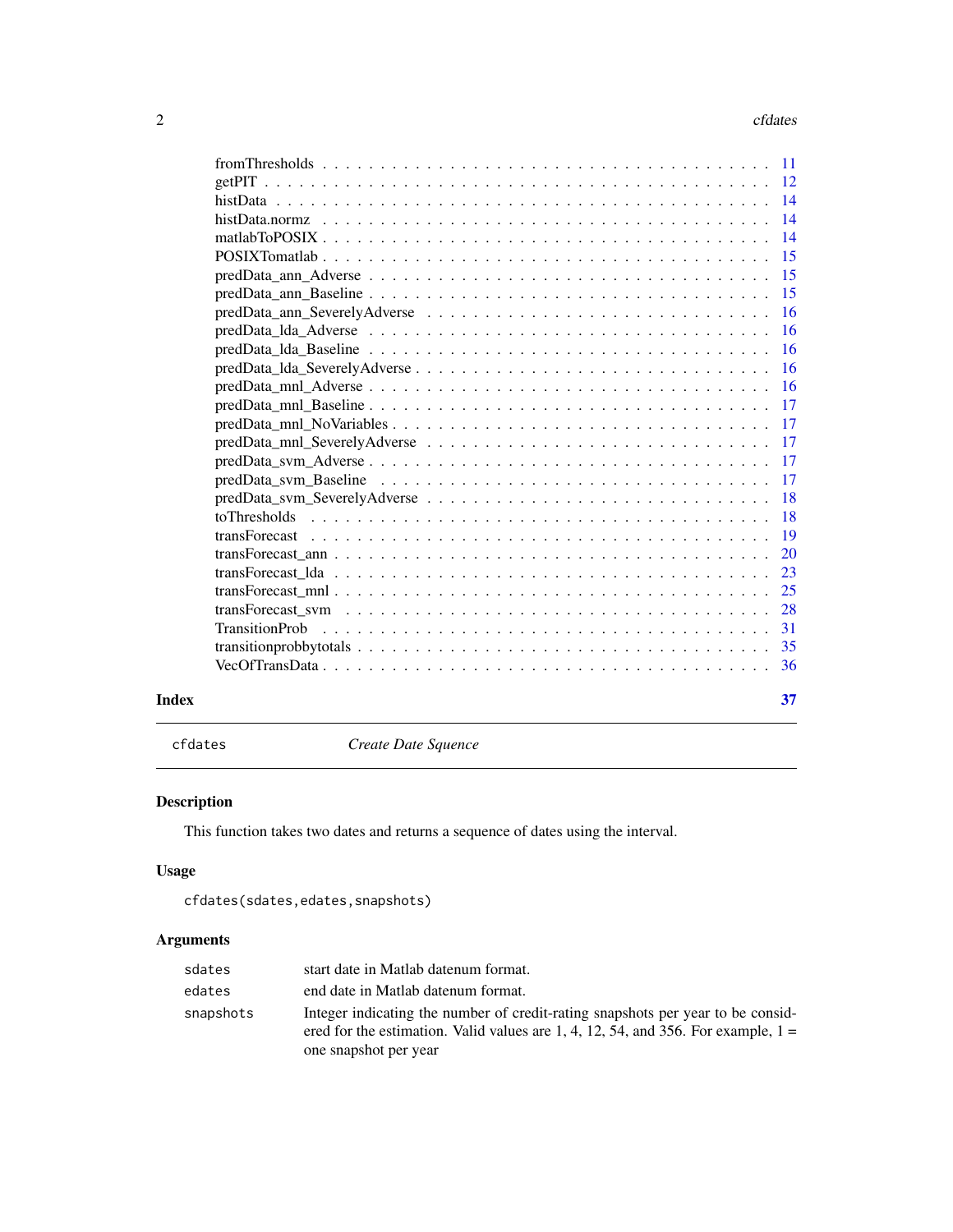| | |
|---|---|
| fromThresholds | 11 |
| getPIT | 12 |
| histData | 14 |
| histData.normz | 14 |
| matlabToPOSIX | 14 |
| POSIXTomatlab | 15 |
| predData_ann_Adverse | 15 |
| predData_ann_Baseline | 15 |
| predData_ann_SeverelyAdverse | 16 |
| predData_lda_Adverse | 16 |
| predData_lda_Baseline | 16 |
| predData_lda_SeverelyAdverse | 16 |
| predData_mnl_Adverse | 16 |
| predData_mnl_Baseline | 17 |
| predData_mnl_NoVariables | 17 |
| predData_mnl_SeverelyAdverse | 17 |
| predData_svm_Adverse | 17 |
| predData_svm_Baseline | 17 |
| predData_svm_SeverelyAdverse | 18 |
| toThresholds | 18 |
| transForecast | 19 |
| transForecast_ann | 20 |
| transForecast_lda | 23 |
| transForecast_mnl | 25 |
| transForecast_svm | 28 |
| TransitionProb | 31 |
| transitionprobbytotals | 35 |
| VecOfTransData | 36 |

**Index** 37

---

`cfdates` *Create Date Squence*

---

## Description

This function takes two dates and returns a sequence of dates using the interval.

## Usage

```
cfdates(sdates,edates,snapshots)
```

## Arguments

| | |
|---|---|
| `sdates` | start date in Matlab datenum format. |
| `edates` | end date in Matlab datenum format. |
| `snapshots` | Integer indicating the number of credit-rating snapshots per year to be considered for the estimation. Valid values are 1, 4, 12, 54, and 356. For example, 1 = one snapshot per year |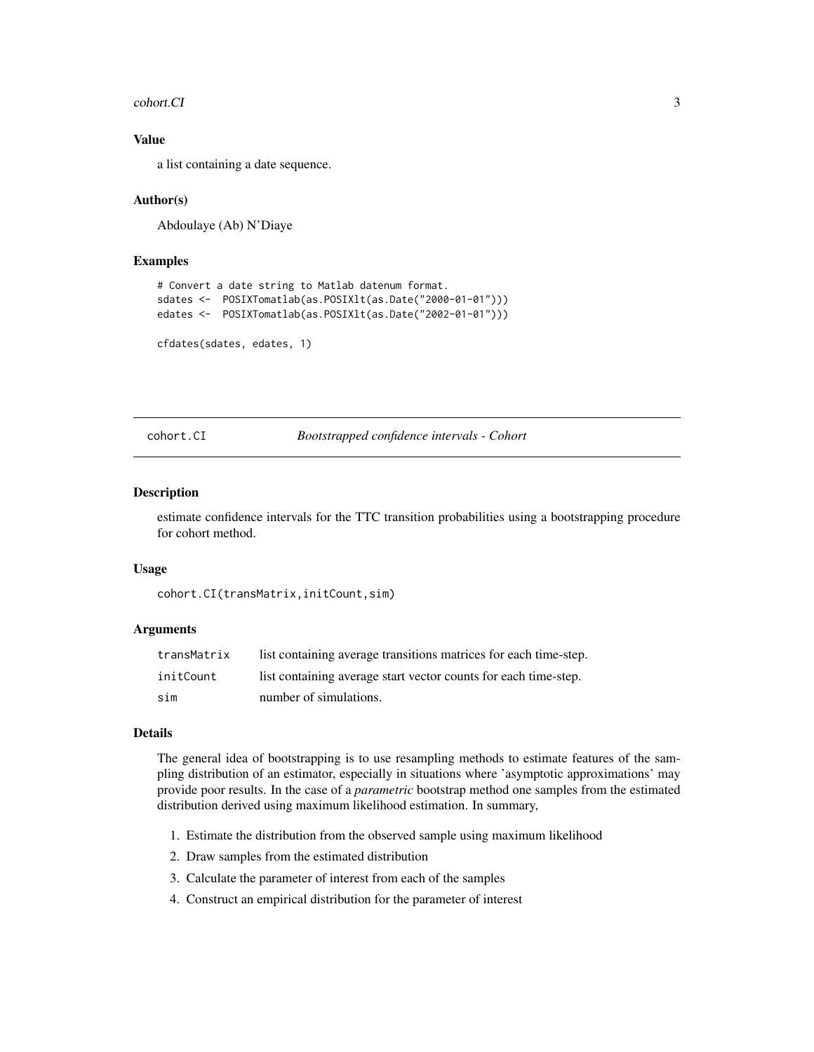### Value

a list containing a date sequence.

### Author(s)

Abdoulaye (Ab) N'Diaye

### Examples

```
# Convert a date string to Matlab datenum format.
sdates <-  POSIXTomatlab(as.POSIXlt(as.Date("2000-01-01")))
edates <-  POSIXTomatlab(as.POSIXlt(as.Date("2002-01-01")))

cfdates(sdates, edates, 1)
```

---

## cohort.CI    *Bootstrapped confidence intervals - Cohort*

---

### Description

estimate confidence intervals for the TTC transition probabilities using a bootstrapping procedure for cohort method.

### Usage

```
cohort.CI(transMatrix,initCount,sim)
```

### Arguments

| | |
|---|---|
| transMatrix | list containing average transitions matrices for each time-step. |
| initCount | list containing average start vector counts for each time-step. |
| sim | number of simulations. |

### Details

The general idea of bootstrapping is to use resampling methods to estimate features of the sampling distribution of an estimator, especially in situations where 'asymptotic approximations' may provide poor results. In the case of a *parametric* bootstrap method one samples from the estimated distribution derived using maximum likelihood estimation. In summary,

1. Estimate the distribution from the observed sample using maximum likelihood
2. Draw samples from the estimated distribution
3. Calculate the parameter of interest from each of the samples
4. Construct an empirical distribution for the parameter of interest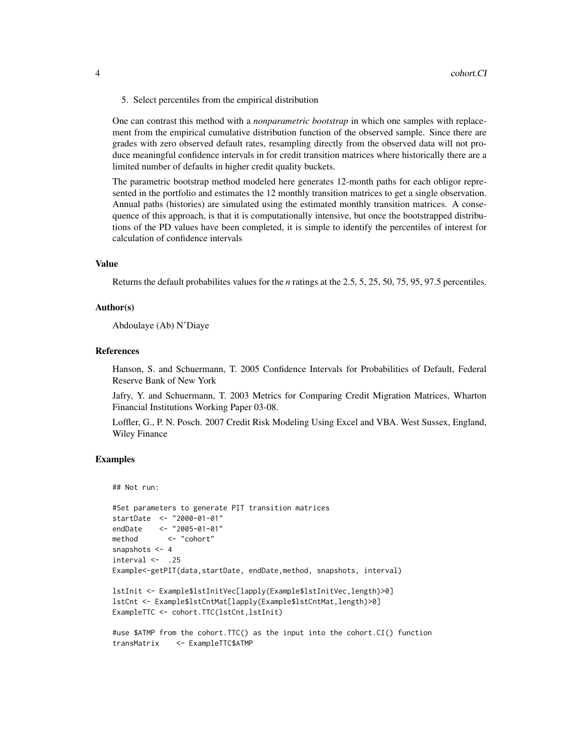5. Select percentiles from the empirical distribution

One can contrast this method with a *nonparametric bootstrap* in which one samples with replacement from the empirical cumulative distribution function of the observed sample. Since there are grades with zero observed default rates, resampling directly from the observed data will not produce meaningful confidence intervals in for credit transition matrices where historically there are a limited number of defaults in higher credit quality buckets.

The parametric bootstrap method modeled here generates 12-month paths for each obligor represented in the portfolio and estimates the 12 monthly transition matrices to get a single observation. Annual paths (histories) are simulated using the estimated monthly transition matrices. A consequence of this approach, is that it is computationally intensive, but once the bootstrapped distributions of the PD values have been completed, it is simple to identify the percentiles of interest for calculation of confidence intervals

### Value

Returns the default probabilites values for the *n* ratings at the 2.5, 5, 25, 50, 75, 95, 97.5 percentiles.

### Author(s)

Abdoulaye (Ab) N'Diaye

### References

Hanson, S. and Schuermann, T. 2005 Confidence Intervals for Probabilities of Default, Federal Reserve Bank of New York

Jafry, Y. and Schuermann, T. 2003 Metrics for Comparing Credit Migration Matrices, Wharton Financial Institutions Working Paper 03-08.

Loffler, G., P. N. Posch. 2007 Credit Risk Modeling Using Excel and VBA. West Sussex, England, Wiley Finance

### Examples

```
## Not run:

#Set parameters to generate PIT transition matrices
startDate  <- "2000-01-01"
endDate    <- "2005-01-01"
method       <- "cohort"
snapshots <- 4
interval <-  .25
Example<-getPIT(data,startDate, endDate,method, snapshots, interval)

lstInit <- Example$lstInitVec[lapply(Example$lstInitVec,length)>0]
lstCnt <- Example$lstCntMat[lapply(Example$lstCntMat,length)>0]
ExampleTTC <- cohort.TTC(lstCnt,lstInit)

#use $ATMP from the cohort.TTC() as the input into the cohort.CI() function
transMatrix    <- ExampleTTC$ATMP
```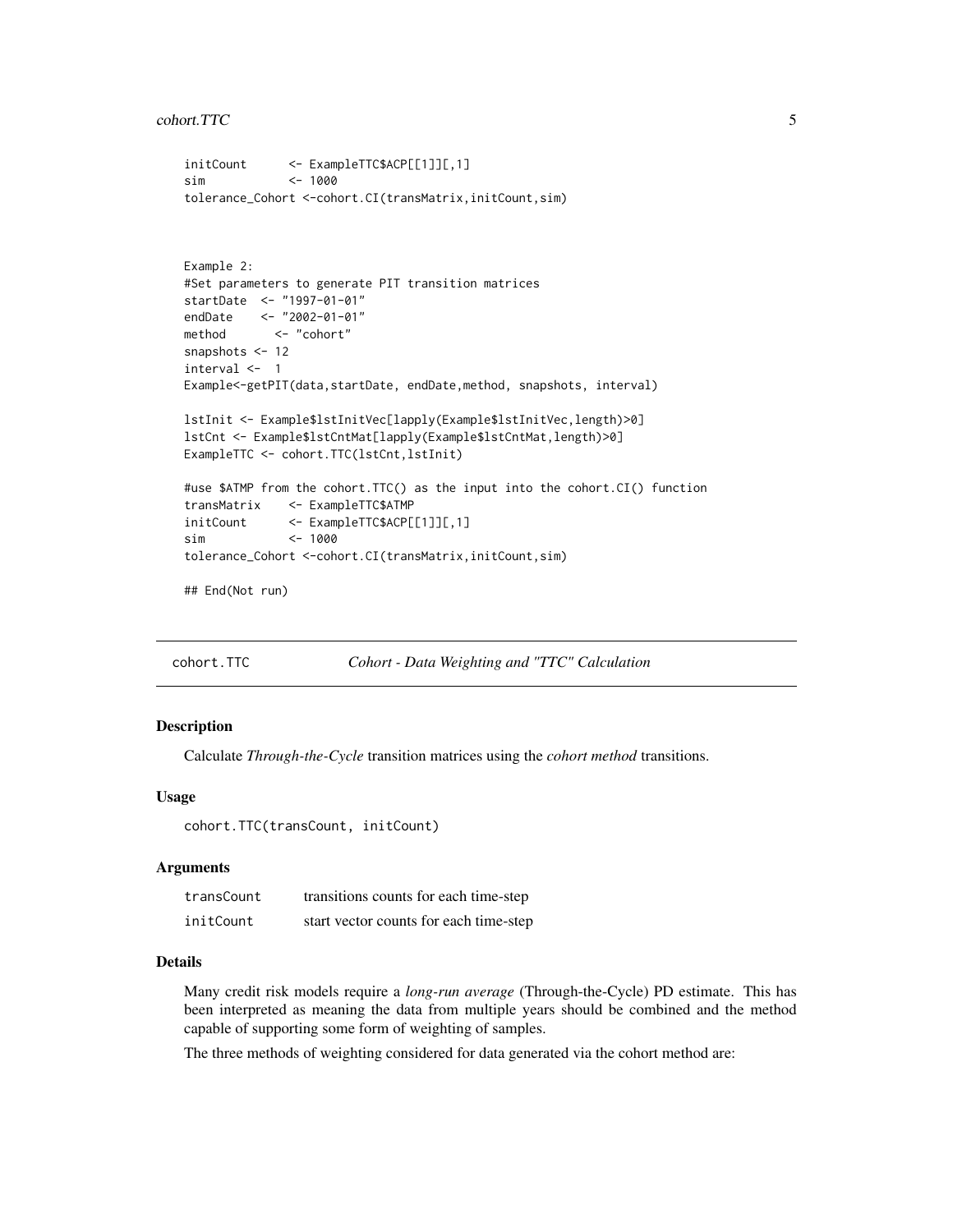```
initCount      <- ExampleTTC$ACP[[1]][,1]
sim            <- 1000
tolerance_Cohort <-cohort.CI(transMatrix,initCount,sim)



Example 2:
#Set parameters to generate PIT transition matrices
startDate  <- "1997-01-01"
endDate    <- "2002-01-01"
method       <- "cohort"
snapshots <- 12
interval <-  1
Example<-getPIT(data,startDate, endDate,method, snapshots, interval)

lstInit <- Example$lstInitVec[lapply(Example$lstInitVec,length)>0]
lstCnt <- Example$lstCntMat[lapply(Example$lstCntMat,length)>0]
ExampleTTC <- cohort.TTC(lstCnt,lstInit)

#use $ATMP from the cohort.TTC() as the input into the cohort.CI() function
transMatrix    <- ExampleTTC$ATMP
initCount      <- ExampleTTC$ACP[[1]][,1]
sim            <- 1000
tolerance_Cohort <-cohort.CI(transMatrix,initCount,sim)

## End(Not run)
```

## cohort.TTC &nbsp;&nbsp;&nbsp; *Cohort - Data Weighting and "TTC" Calculation*

### Description

Calculate *Through-the-Cycle* transition matrices using the *cohort method* transitions.

### Usage

```
cohort.TTC(transCount, initCount)
```

### Arguments

| | |
|---|---|
| transCount | transitions counts for each time-step |
| initCount | start vector counts for each time-step |

### Details

Many credit risk models require a *long-run average* (Through-the-Cycle) PD estimate. This has been interpreted as meaning the data from multiple years should be combined and the method capable of supporting some form of weighting of samples.

The three methods of weighting considered for data generated via the cohort method are: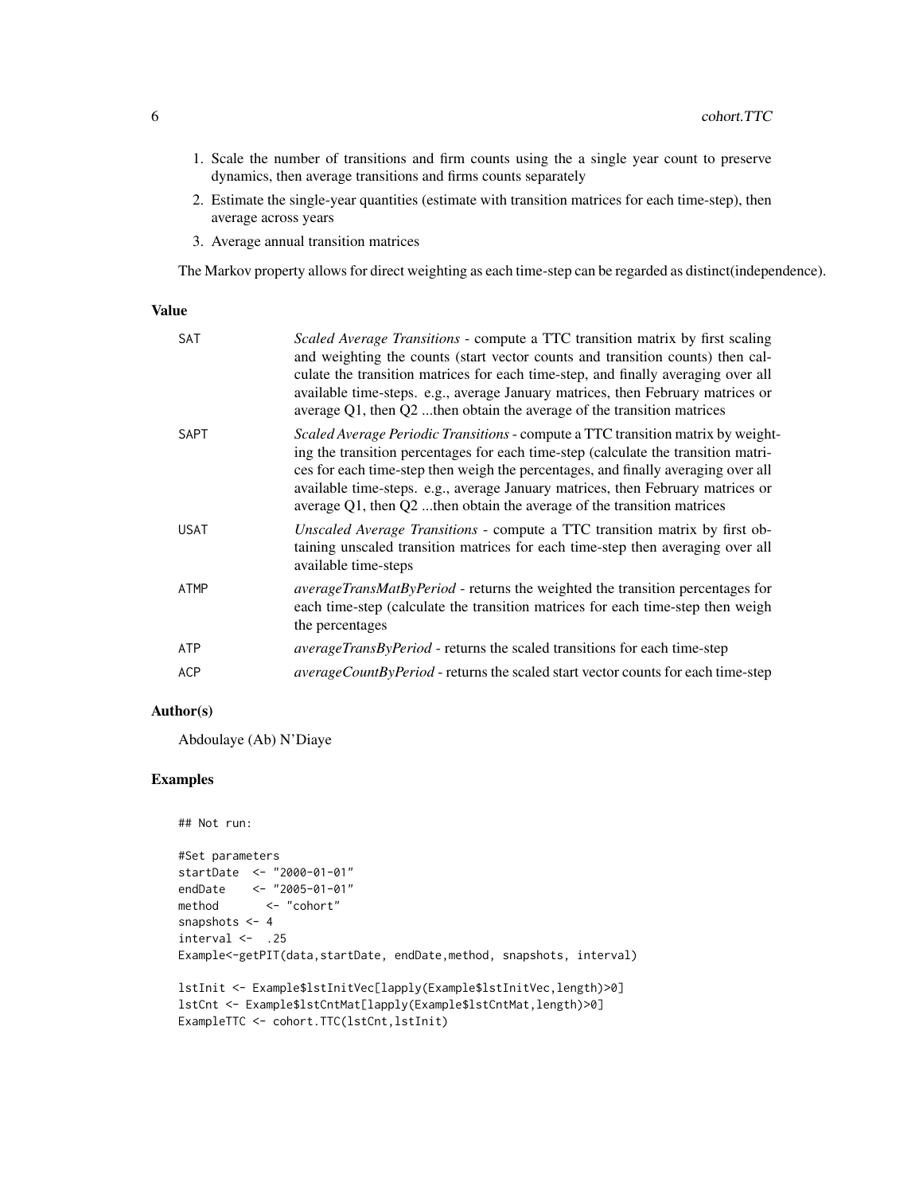1. Scale the number of transitions and firm counts using the a single year count to preserve dynamics, then average transitions and firms counts separately
2. Estimate the single-year quantities (estimate with transition matrices for each time-step), then average across years
3. Average annual transition matrices

The Markov property allows for direct weighting as each time-step can be regarded as distinct(independence).

## Value

| | |
|---|---|
| SAT | *Scaled Average Transitions* - compute a TTC transition matrix by first scaling and weighting the counts (start vector counts and transition counts) then calculate the transition matrices for each time-step, and finally averaging over all available time-steps. e.g., average January matrices, then February matrices or average Q1, then Q2 ...then obtain the average of the transition matrices |
| SAPT | *Scaled Average Periodic Transitions* - compute a TTC transition matrix by weighting the transition percentages for each time-step (calculate the transition matrices for each time-step then weigh the percentages, and finally averaging over all available time-steps. e.g., average January matrices, then February matrices or average Q1, then Q2 ...then obtain the average of the transition matrices |
| USAT | *Unscaled Average Transitions* - compute a TTC transition matrix by first obtaining unscaled transition matrices for each time-step then averaging over all available time-steps |
| ATMP | *averageTransMatByPeriod* - returns the weighted the transition percentages for each time-step (calculate the transition matrices for each time-step then weigh the percentages |
| ATP | *averageTransByPeriod* - returns the scaled transitions for each time-step |
| ACP | *averageCountByPeriod* - returns the scaled start vector counts for each time-step |

## Author(s)

Abdoulaye (Ab) N'Diaye

## Examples

```
## Not run:

#Set parameters
startDate  <- "2000-01-01"
endDate    <- "2005-01-01"
method       <- "cohort"
snapshots <- 4
interval <-  .25
Example<-getPIT(data,startDate, endDate,method, snapshots, interval)

lstInit <- Example$lstInitVec[lapply(Example$lstInitVec,length)>0]
lstCnt <- Example$lstCntMat[lapply(Example$lstCntMat,length)>0]
ExampleTTC <- cohort.TTC(lstCnt,lstInit)
```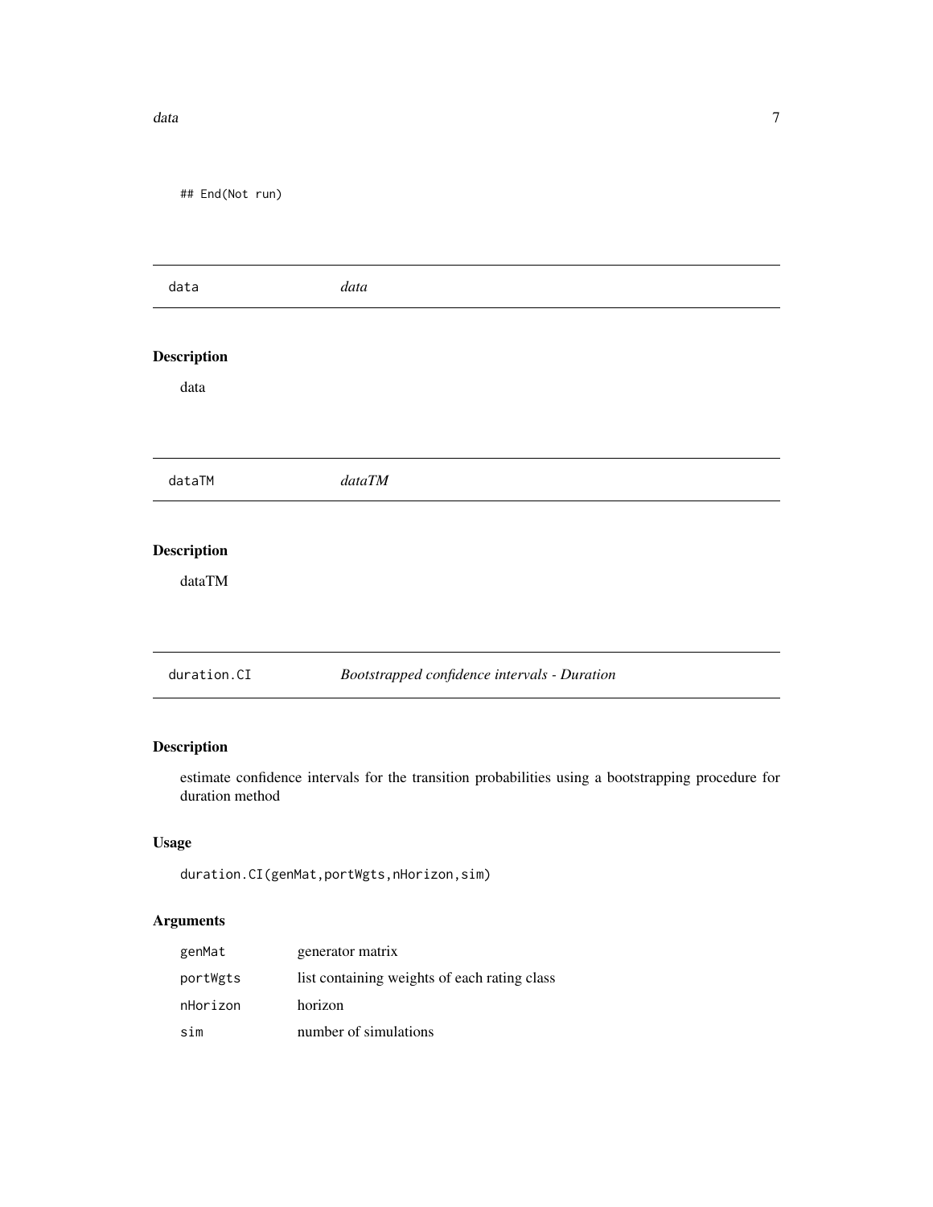```
## End(Not run)
```

## data *data*

### Description

data

## dataTM *dataTM*

### Description

dataTM

## duration.CI *Bootstrapped confidence intervals - Duration*

### Description

estimate confidence intervals for the transition probabilities using a bootstrapping procedure for duration method

### Usage

```
duration.CI(genMat,portWgts,nHorizon,sim)
```

### Arguments

| | |
|---|---|
| genMat | generator matrix |
| portWgts | list containing weights of each rating class |
| nHorizon | horizon |
| sim | number of simulations |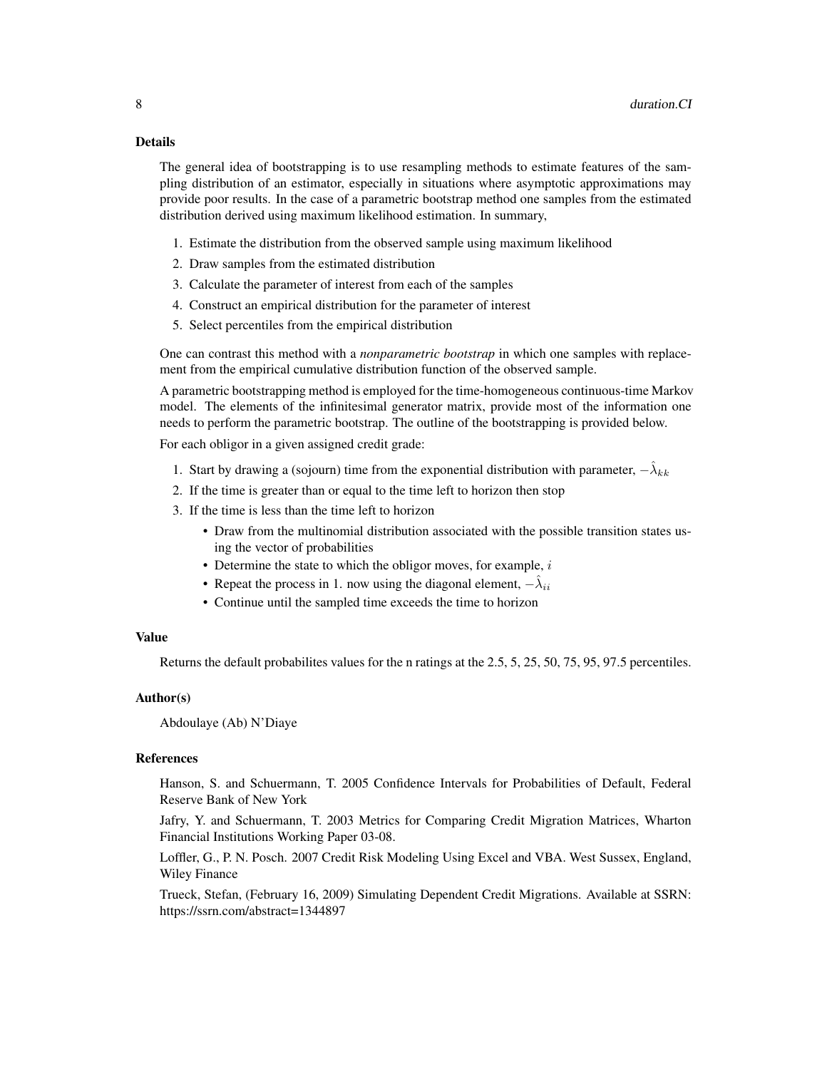## Details

The general idea of bootstrapping is to use resampling methods to estimate features of the sampling distribution of an estimator, especially in situations where asymptotic approximations may provide poor results. In the case of a parametric bootstrap method one samples from the estimated distribution derived using maximum likelihood estimation. In summary,

1. Estimate the distribution from the observed sample using maximum likelihood
2. Draw samples from the estimated distribution
3. Calculate the parameter of interest from each of the samples
4. Construct an empirical distribution for the parameter of interest
5. Select percentiles from the empirical distribution

One can contrast this method with a *nonparametric bootstrap* in which one samples with replacement from the empirical cumulative distribution function of the observed sample.

A parametric bootstrapping method is employed for the time-homogeneous continuous-time Markov model. The elements of the infinitesimal generator matrix, provide most of the information one needs to perform the parametric bootstrap. The outline of the bootstrapping is provided below.

For each obligor in a given assigned credit grade:

1. Start by drawing a (sojourn) time from the exponential distribution with parameter, $-\hat{\lambda}_{kk}$
2. If the time is greater than or equal to the time left to horizon then stop
3. If the time is less than the time left to horizon
   - Draw from the multinomial distribution associated with the possible transition states using the vector of probabilities
   - Determine the state to which the obligor moves, for example, $i$
   - Repeat the process in 1. now using the diagonal element, $-\hat{\lambda}_{ii}$
   - Continue until the sampled time exceeds the time to horizon

## Value

Returns the default probabilites values for the n ratings at the 2.5, 5, 25, 50, 75, 95, 97.5 percentiles.

## Author(s)

Abdoulaye (Ab) N'Diaye

## References

Hanson, S. and Schuermann, T. 2005 Confidence Intervals for Probabilities of Default, Federal Reserve Bank of New York

Jafry, Y. and Schuermann, T. 2003 Metrics for Comparing Credit Migration Matrices, Wharton Financial Institutions Working Paper 03-08.

Loffler, G., P. N. Posch. 2007 Credit Risk Modeling Using Excel and VBA. West Sussex, England, Wiley Finance

Trueck, Stefan, (February 16, 2009) Simulating Dependent Credit Migrations. Available at SSRN: https://ssrn.com/abstract=1344897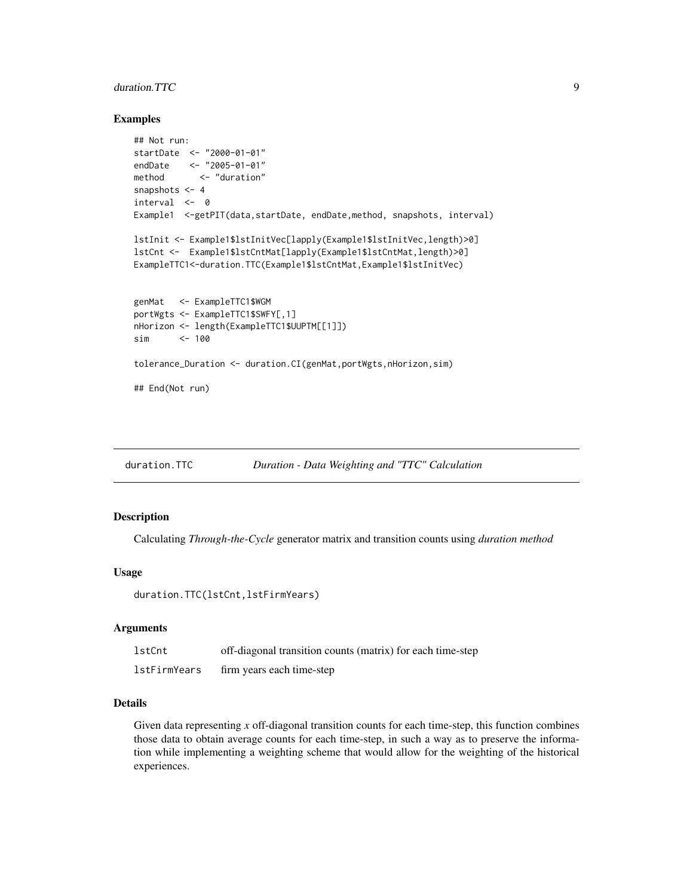### Examples

```
## Not run:
startDate  <- "2000-01-01"
endDate    <- "2005-01-01"
method       <- "duration"
snapshots <- 4
interval  <-  0
Example1  <-getPIT(data,startDate, endDate,method, snapshots, interval)

lstInit <- Example1$lstInitVec[lapply(Example1$lstInitVec,length)>0]
lstCnt <-  Example1$lstCntMat[lapply(Example1$lstCntMat,length)>0]
ExampleTTC1<-duration.TTC(Example1$lstCntMat,Example1$lstInitVec)


genMat   <- ExampleTTC1$WGM
portWgts <- ExampleTTC1$SWFY[,1]
nHorizon <- length(ExampleTTC1$UUPTM[[1]])
sim      <- 100

tolerance_Duration <- duration.CI(genMat,portWgts,nHorizon,sim)

## End(Not run)
```

---

## duration.TTC — *Duration - Data Weighting and "TTC" Calculation*

### Description

Calculating *Through-the-Cycle* generator matrix and transition counts using *duration method*

### Usage

```
duration.TTC(lstCnt,lstFirmYears)
```

### Arguments

| | |
|---|---|
| lstCnt | off-diagonal transition counts (matrix) for each time-step |
| lstFirmYears | firm years each time-step |

### Details

Given data representing $x$ off-diagonal transition counts for each time-step, this function combines those data to obtain average counts for each time-step, in such a way as to preserve the information while implementing a weighting scheme that would allow for the weighting of the historical experiences.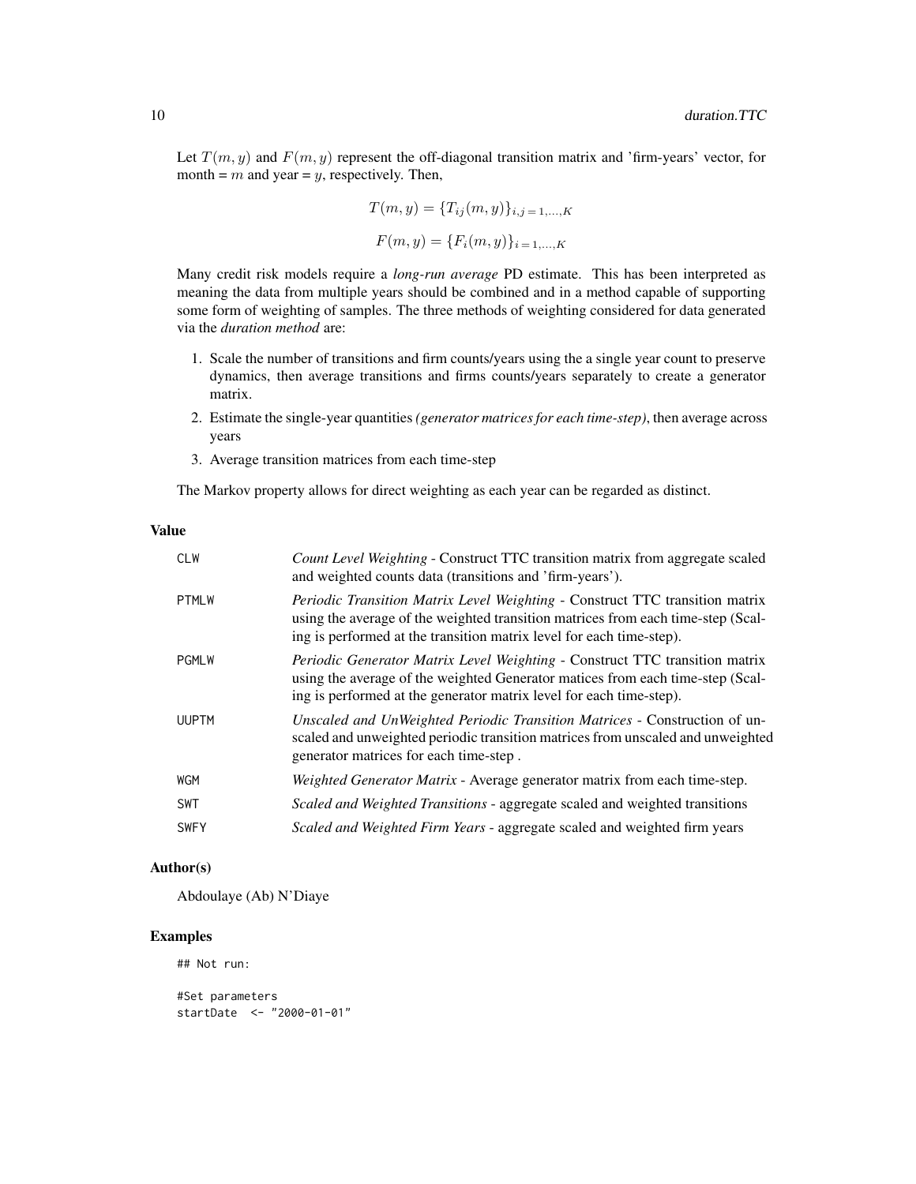Let $T(m, y)$ and $F(m, y)$ represent the off-diagonal transition matrix and 'firm-years' vector, for month = $m$ and year = $y$, respectively. Then,

$$T(m, y) = \{T_{ij}(m, y)\}_{i,j=1,\ldots,K}$$

$$F(m, y) = \{F_i(m, y)\}_{i=1,\ldots,K}$$

Many credit risk models require a *long-run average* PD estimate. This has been interpreted as meaning the data from multiple years should be combined and in a method capable of supporting some form of weighting of samples. The three methods of weighting considered for data generated via the *duration method* are:

1. Scale the number of transitions and firm counts/years using the a single year count to preserve dynamics, then average transitions and firms counts/years separately to create a generator matrix.
2. Estimate the single-year quantities *(generator matrices for each time-step)*, then average across years
3. Average transition matrices from each time-step

The Markov property allows for direct weighting as each year can be regarded as distinct.

## Value

| | |
|---|---|
| CLW | *Count Level Weighting* - Construct TTC transition matrix from aggregate scaled and weighted counts data (transitions and 'firm-years'). |
| PTMLW | *Periodic Transition Matrix Level Weighting* - Construct TTC transition matrix using the average of the weighted transition matrices from each time-step (Scaling is performed at the transition matrix level for each time-step). |
| PGMLW | *Periodic Generator Matrix Level Weighting* - Construct TTC transition matrix using the average of the weighted Generator matices from each time-step (Scaling is performed at the generator matrix level for each time-step). |
| UUPTM | *Unscaled and UnWeighted Periodic Transition Matrices* - Construction of unscaled and unweighted periodic transition matrices from unscaled and unweighted generator matrices for each time-step . |
| WGM | *Weighted Generator Matrix* - Average generator matrix from each time-step. |
| SWT | *Scaled and Weighted Transitions* - aggregate scaled and weighted transitions |
| SWFY | *Scaled and Weighted Firm Years* - aggregate scaled and weighted firm years |

## Author(s)

Abdoulaye (Ab) N'Diaye

## Examples

```
## Not run:

#Set parameters
startDate  <- "2000-01-01"
```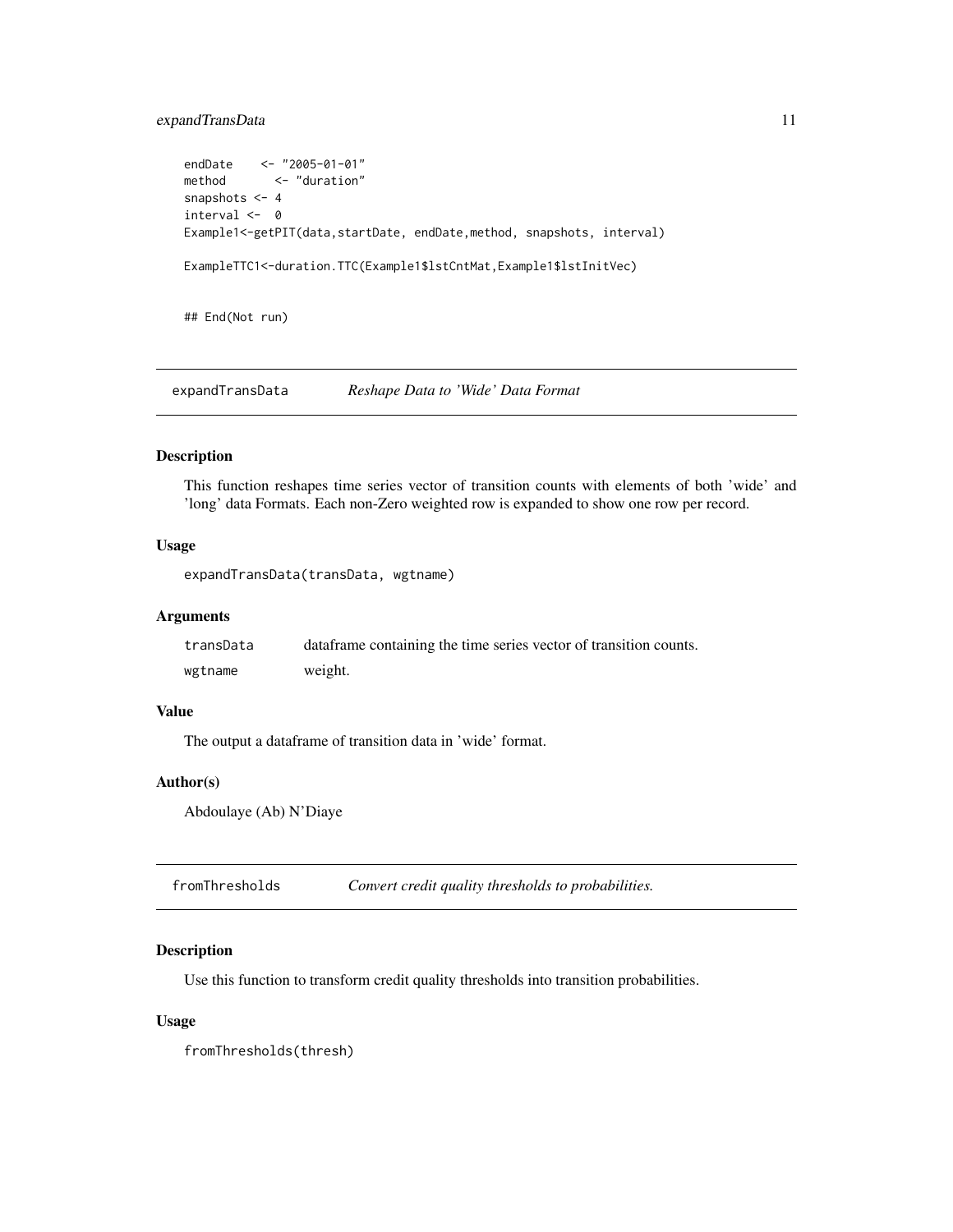```
endDate     <- "2005-01-01"
method       <- "duration"
snapshots <- 4
interval <-  0
Example1<-getPIT(data,startDate, endDate,method, snapshots, interval)

ExampleTTC1<-duration.TTC(Example1$lstCntMat,Example1$lstInitVec)


## End(Not run)
```

## expandTransData — *Reshape Data to 'Wide' Data Format*

### Description

This function reshapes time series vector of transition counts with elements of both 'wide' and 'long' data Formats. Each non-Zero weighted row is expanded to show one row per record.

### Usage

```
expandTransData(transData, wgtname)
```

### Arguments

| | |
|---|---|
| transData | dataframe containing the time series vector of transition counts. |
| wgtname | weight. |

### Value

The output a dataframe of transition data in 'wide' format.

### Author(s)

Abdoulaye (Ab) N'Diaye

## fromThresholds — *Convert credit quality thresholds to probabilities.*

### Description

Use this function to transform credit quality thresholds into transition probabilities.

### Usage

```
fromThresholds(thresh)
```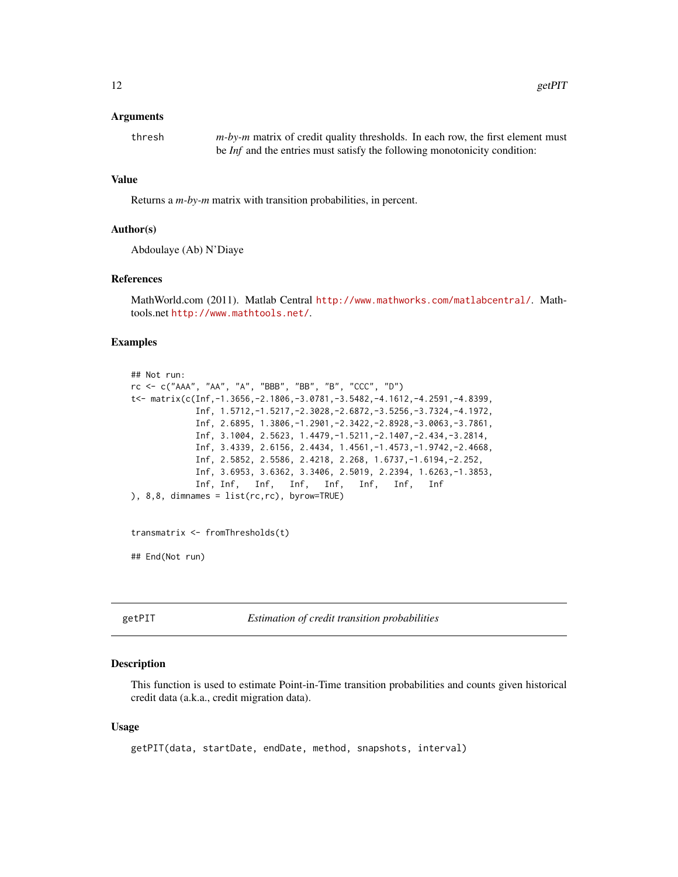### Arguments

thresh — *m-by-m* matrix of credit quality thresholds. In each row, the first element must be *Inf* and the entries must satisfy the following monotonicity condition:

### Value

Returns a *m-by-m* matrix with transition probabilities, in percent.

### Author(s)

Abdoulaye (Ab) N'Diaye

### References

MathWorld.com (2011). Matlab Central http://www.mathworks.com/matlabcentral/. Mathtools.net http://www.mathtools.net/.

### Examples

```
## Not run:
rc <- c("AAA", "AA", "A", "BBB", "BB", "B", "CCC", "D")
t<- matrix(c(Inf,-1.3656,-2.1806,-3.0781,-3.5482,-4.1612,-4.2591,-4.8399,
             Inf, 1.5712,-1.5217,-2.3028,-2.6872,-3.5256,-3.7324,-4.1972,
             Inf, 2.6895, 1.3806,-1.2901,-2.3422,-2.8928,-3.0063,-3.7861,
             Inf, 3.1004, 2.5623, 1.4479,-1.5211,-2.1407,-2.434,-3.2814,
             Inf, 3.4339, 2.6156, 2.4434, 1.4561,-1.4573,-1.9742,-2.4668,
             Inf, 2.5852, 2.5586, 2.4218, 2.268, 1.6737,-1.6194,-2.252,
             Inf, 3.6953, 3.6362, 3.3406, 2.5019, 2.2394, 1.6263,-1.3853,
             Inf, Inf,   Inf,   Inf,   Inf,   Inf,   Inf,   Inf
), 8,8, dimnames = list(rc,rc), byrow=TRUE)


transmatrix <- fromThresholds(t)

## End(Not run)
```

---

## getPIT — *Estimation of credit transition probabilities*

### Description

This function is used to estimate Point-in-Time transition probabilities and counts given historical credit data (a.k.a., credit migration data).

### Usage

```
getPIT(data, startDate, endDate, method, snapshots, interval)
```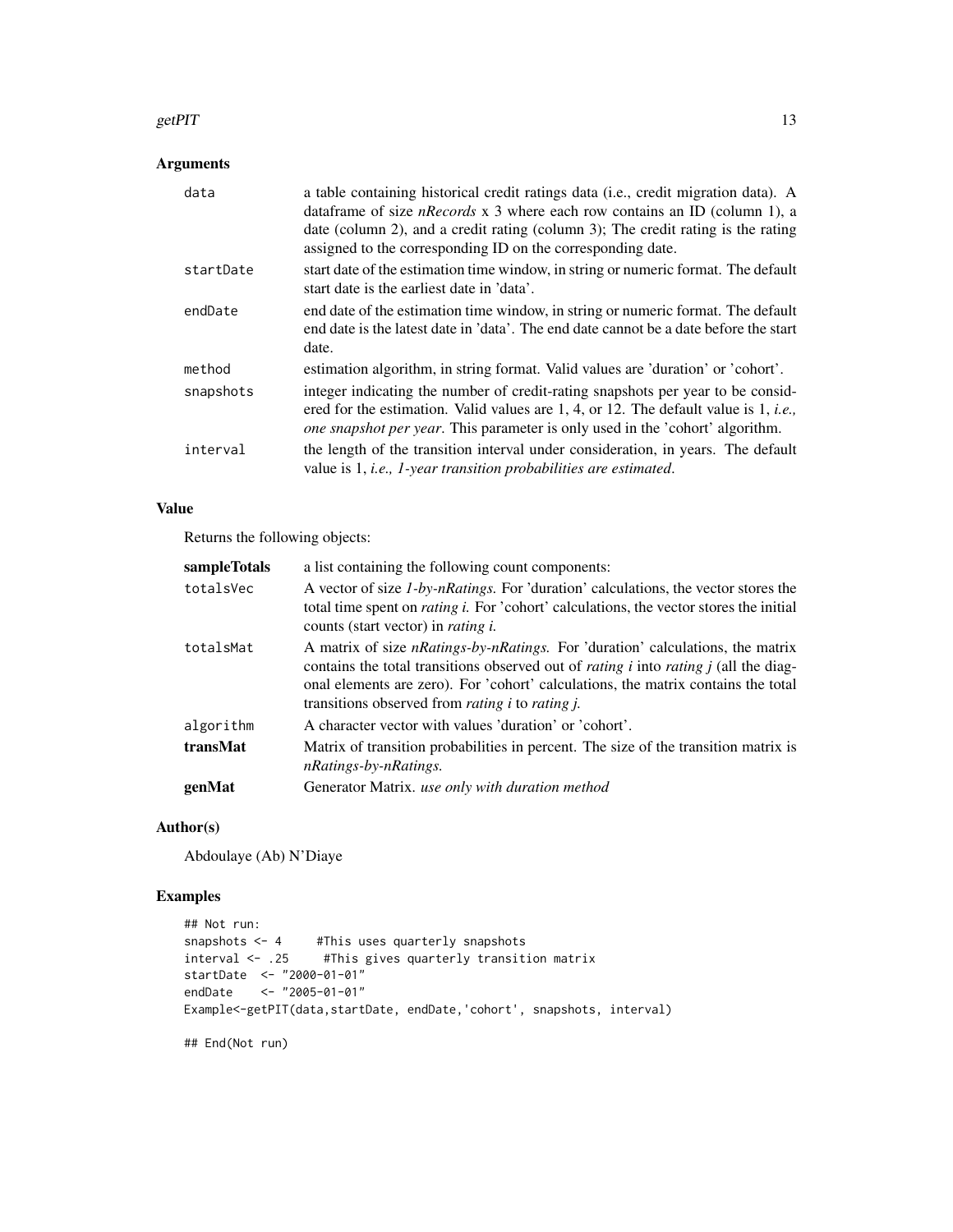## Arguments

| | |
|---|---|
| `data` | a table containing historical credit ratings data (i.e., credit migration data). A dataframe of size *nRecords* x 3 where each row contains an ID (column 1), a date (column 2), and a credit rating (column 3); The credit rating is the rating assigned to the corresponding ID on the corresponding date. |
| `startDate` | start date of the estimation time window, in string or numeric format. The default start date is the earliest date in 'data'. |
| `endDate` | end date of the estimation time window, in string or numeric format. The default end date is the latest date in 'data'. The end date cannot be a date before the start date. |
| `method` | estimation algorithm, in string format. Valid values are 'duration' or 'cohort'. |
| `snapshots` | integer indicating the number of credit-rating snapshots per year to be considered for the estimation. Valid values are 1, 4, or 12. The default value is 1, *i.e., one snapshot per year*. This parameter is only used in the 'cohort' algorithm. |
| `interval` | the length of the transition interval under consideration, in years. The default value is 1, *i.e., 1-year transition probabilities are estimated*. |

## Value

Returns the following objects:

| | |
|---|---|
| **sampleTotals** | a list containing the following count components: |
| `totalsVec` | A vector of size *1-by-nRatings.* For 'duration' calculations, the vector stores the total time spent on *rating i.* For 'cohort' calculations, the vector stores the initial counts (start vector) in *rating i.* |
| `totalsMat` | A matrix of size *nRatings-by-nRatings.* For 'duration' calculations, the matrix contains the total transitions observed out of *rating i* into *rating j* (all the diagonal elements are zero). For 'cohort' calculations, the matrix contains the total transitions observed from *rating i* to *rating j.* |
| `algorithm` | A character vector with values 'duration' or 'cohort'. |
| **transMat** | Matrix of transition probabilities in percent. The size of the transition matrix is *nRatings-by-nRatings.* |
| **genMat** | Generator Matrix. *use only with duration method* |

## Author(s)

Abdoulaye (Ab) N'Diaye

## Examples

```
## Not run:
snapshots <- 4     #This uses quarterly snapshots
interval <- .25     #This gives quarterly transition matrix
startDate  <- "2000-01-01"
endDate    <- "2005-01-01"
Example<-getPIT(data,startDate, endDate,'cohort', snapshots, interval)

## End(Not run)
```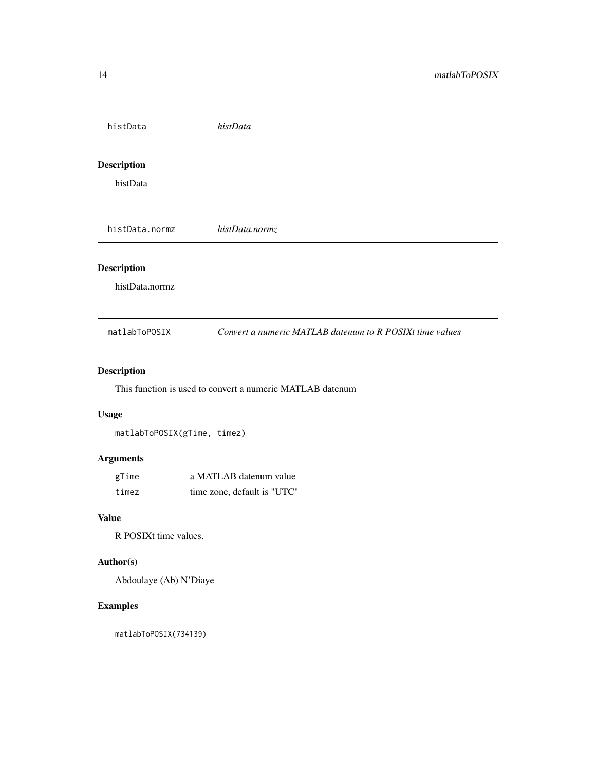## histData *histData*

### Description

histData

## histData.normz *histData.normz*

### Description

histData.normz

## matlabToPOSIX *Convert a numeric MATLAB datenum to R POSIXt time values*

### Description

This function is used to convert a numeric MATLAB datenum

### Usage

```
matlabToPOSIX(gTime, timez)
```

### Arguments

| | |
|---|---|
| gTime | a MATLAB datenum value |
| timez | time zone, default is "UTC" |

### Value

R POSIXt time values.

### Author(s)

Abdoulaye (Ab) N'Diaye

### Examples

```
matlabToPOSIX(734139)
```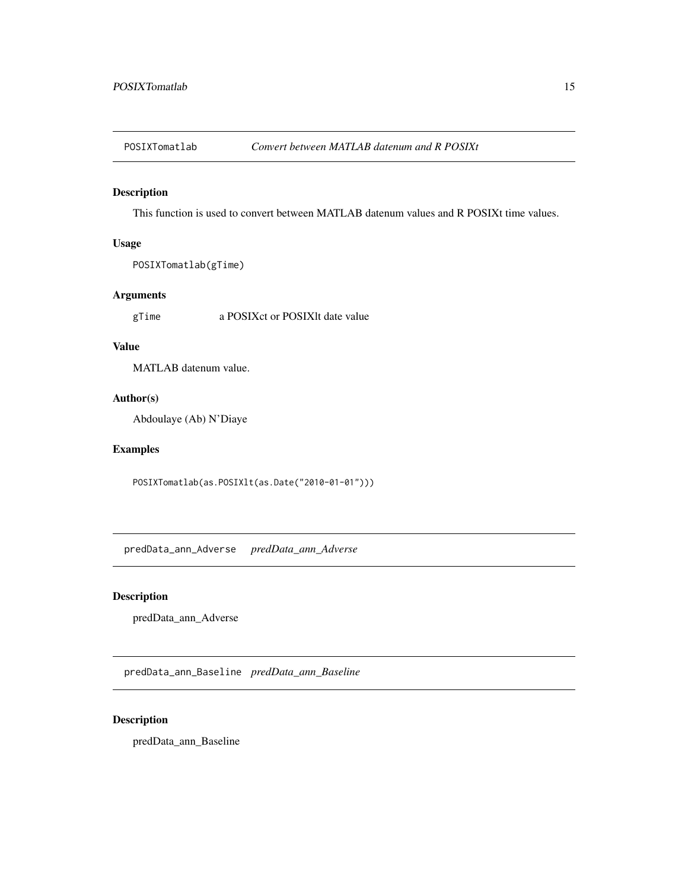## POSIXTomatlab — *Convert between MATLAB datenum and R POSIXt*

### Description

This function is used to convert between MATLAB datenum values and R POSIXt time values.

### Usage

```
POSIXTomatlab(gTime)
```

### Arguments

| | |
|---|---|
| gTime | a POSIXct or POSIXlt date value |

### Value

MATLAB datenum value.

### Author(s)

Abdoulaye (Ab) N'Diaye

### Examples

```
POSIXTomatlab(as.POSIXlt(as.Date("2010-01-01")))
```

## predData_ann_Adverse — *predData_ann_Adverse*

### Description

predData_ann_Adverse

## predData_ann_Baseline — *predData_ann_Baseline*

### Description

predData_ann_Baseline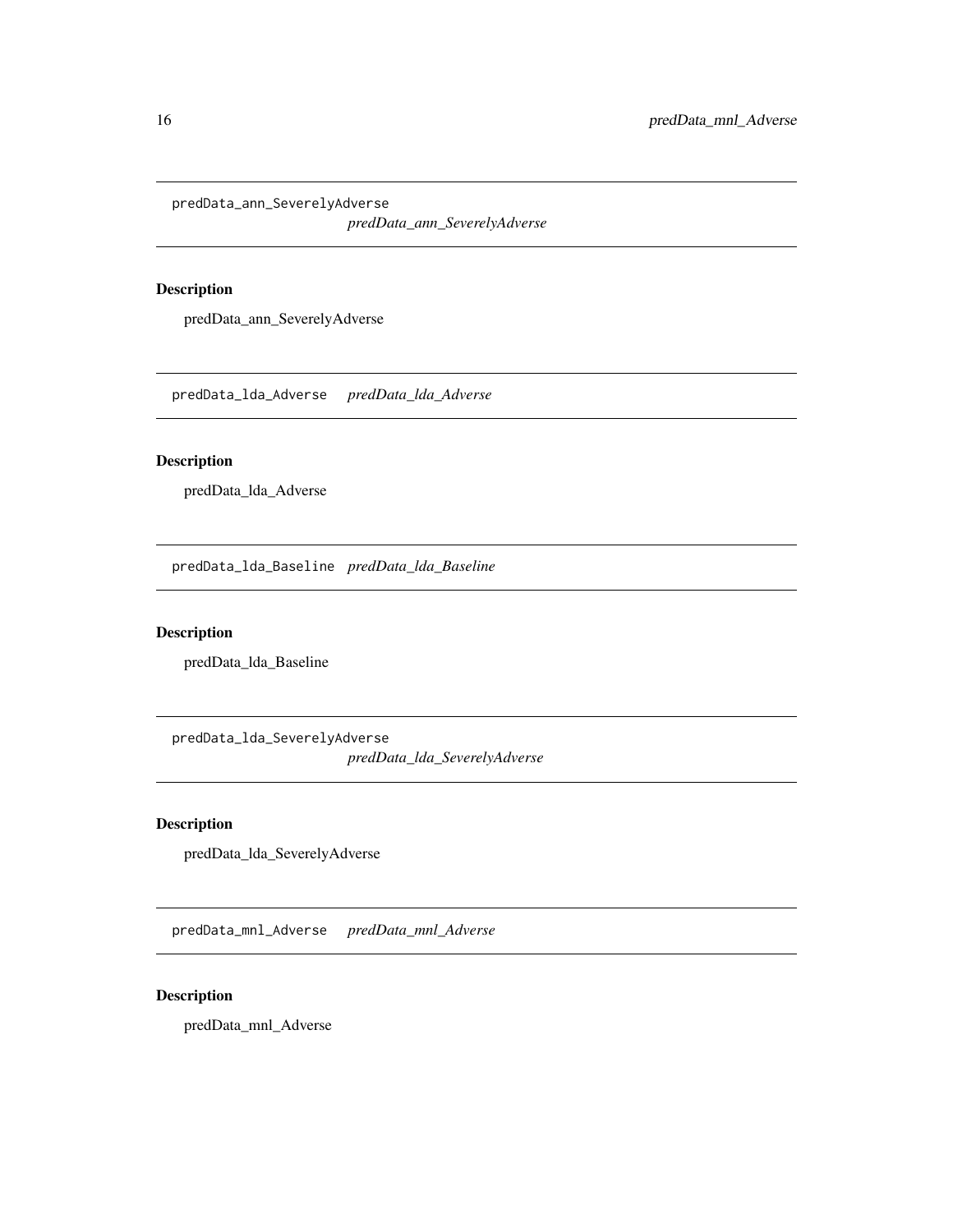## predData_ann_SeverelyAdverse

*predData_ann_SeverelyAdverse*

### Description

predData_ann_SeverelyAdverse

## predData_lda_Adverse

*predData_lda_Adverse*

### Description

predData_lda_Adverse

## predData_lda_Baseline

*predData_lda_Baseline*

### Description

predData_lda_Baseline

## predData_lda_SeverelyAdverse

*predData_lda_SeverelyAdverse*

### Description

predData_lda_SeverelyAdverse

## predData_mnl_Adverse

*predData_mnl_Adverse*

### Description

predData_mnl_Adverse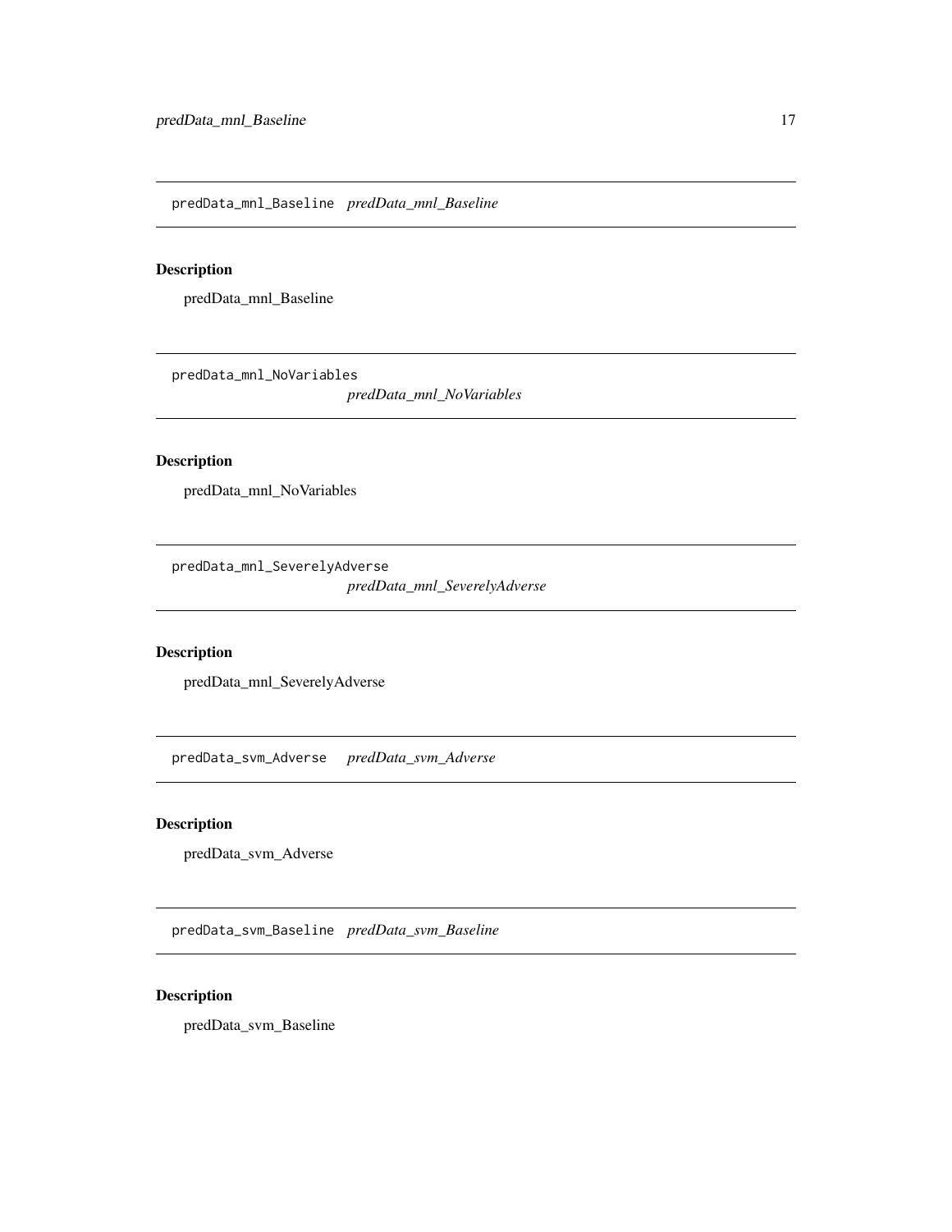## predData_mnl_Baseline *predData_mnl_Baseline*

### Description

predData_mnl_Baseline

## predData_mnl_NoVariables *predData_mnl_NoVariables*

### Description

predData_mnl_NoVariables

## predData_mnl_SeverelyAdverse *predData_mnl_SeverelyAdverse*

### Description

predData_mnl_SeverelyAdverse

## predData_svm_Adverse *predData_svm_Adverse*

### Description

predData_svm_Adverse

## predData_svm_Baseline *predData_svm_Baseline*

### Description

predData_svm_Baseline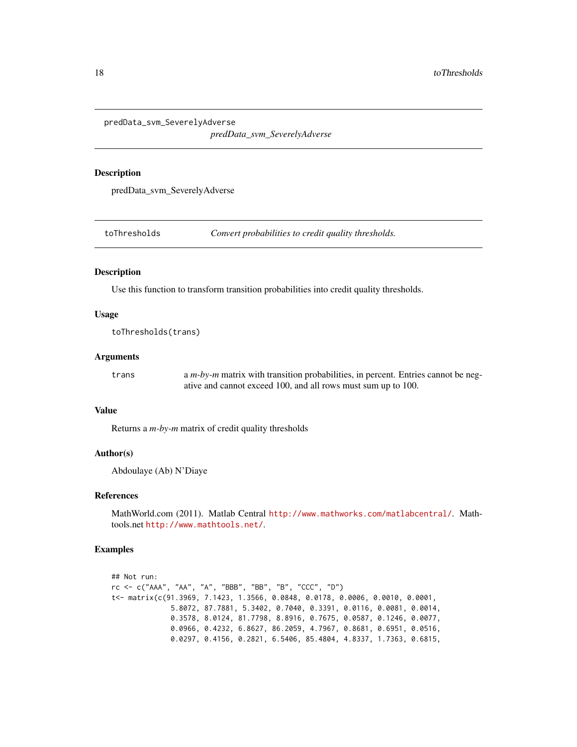## predData_svm_SeverelyAdverse

*predData_svm_SeverelyAdverse*

### Description

predData_svm_SeverelyAdverse

## toThresholds — *Convert probabilities to credit quality thresholds.*

### Description

Use this function to transform transition probabilities into credit quality thresholds.

### Usage

```
toThresholds(trans)
```

### Arguments

| | |
|---|---|
| trans | a *m-by-m* matrix with transition probabilities, in percent. Entries cannot be negative and cannot exceed 100, and all rows must sum up to 100. |

### Value

Returns a *m-by-m* matrix of credit quality thresholds

### Author(s)

Abdoulaye (Ab) N'Diaye

### References

MathWorld.com (2011). Matlab Central http://www.mathworks.com/matlabcentral/. Mathtools.net http://www.mathtools.net/.

### Examples

```
## Not run:
rc <- c("AAA", "AA", "A", "BBB", "BB", "B", "CCC", "D")
t<- matrix(c(91.3969, 7.1423, 1.3566, 0.0848, 0.0178, 0.0006, 0.0010, 0.0001,
             5.8072, 87.7881, 5.3402, 0.7040, 0.3391, 0.0116, 0.0081, 0.0014,
             0.3578, 8.0124, 81.7798, 8.8916, 0.7675, 0.0587, 0.1246, 0.0077,
             0.0966, 0.4232, 6.8627, 86.2059, 4.7967, 0.8681, 0.6951, 0.0516,
             0.0297, 0.4156, 0.2821, 6.5406, 85.4804, 4.8337, 1.7363, 0.6815,
```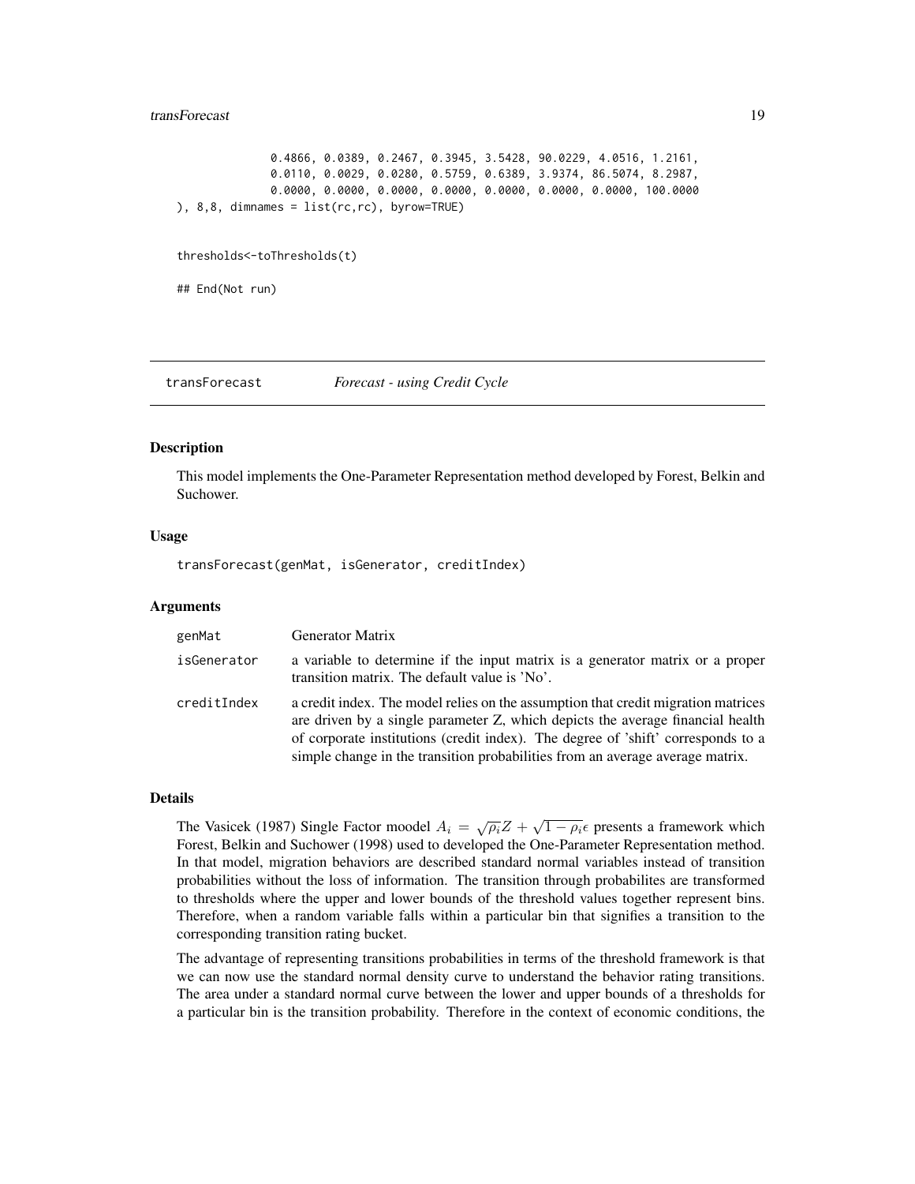```
              0.4866, 0.0389, 0.2467, 0.3945, 3.5428, 90.0229, 4.0516, 1.2161,
              0.0110, 0.0029, 0.0280, 0.5759, 0.6389, 3.9374, 86.5074, 8.2987,
              0.0000, 0.0000, 0.0000, 0.0000, 0.0000, 0.0000, 0.0000, 100.0000
), 8,8, dimnames = list(rc,rc), byrow=TRUE)


thresholds<-toThresholds(t)

## End(Not run)
```

---

## transForecast *Forecast - using Credit Cycle*

---

### Description

This model implements the One-Parameter Representation method developed by Forest, Belkin and Suchower.

### Usage

```
transForecast(genMat, isGenerator, creditIndex)
```

### Arguments

| | |
|---|---|
| genMat | Generator Matrix |
| isGenerator | a variable to determine if the input matrix is a generator matrix or a proper transition matrix. The default value is 'No'. |
| creditIndex | a credit index. The model relies on the assumption that credit migration matrices are driven by a single parameter Z, which depicts the average financial health of corporate institutions (credit index). The degree of 'shift' corresponds to a simple change in the transition probabilities from an average average matrix. |

### Details

The Vasicek (1987) Single Factor moodel $A_i = \sqrt{\rho_i}Z + \sqrt{1-\rho_i}\epsilon$ presents a framework which Forest, Belkin and Suchower (1998) used to developed the One-Parameter Representation method. In that model, migration behaviors are described standard normal variables instead of transition probabilities without the loss of information. The transition through probabilites are transformed to thresholds where the upper and lower bounds of the threshold values together represent bins. Therefore, when a random variable falls within a particular bin that signifies a transition to the corresponding transition rating bucket.

The advantage of representing transitions probabilities in terms of the threshold framework is that we can now use the standard normal density curve to understand the behavior rating transitions. The area under a standard normal curve between the lower and upper bounds of a thresholds for a particular bin is the transition probability. Therefore in the context of economic conditions, the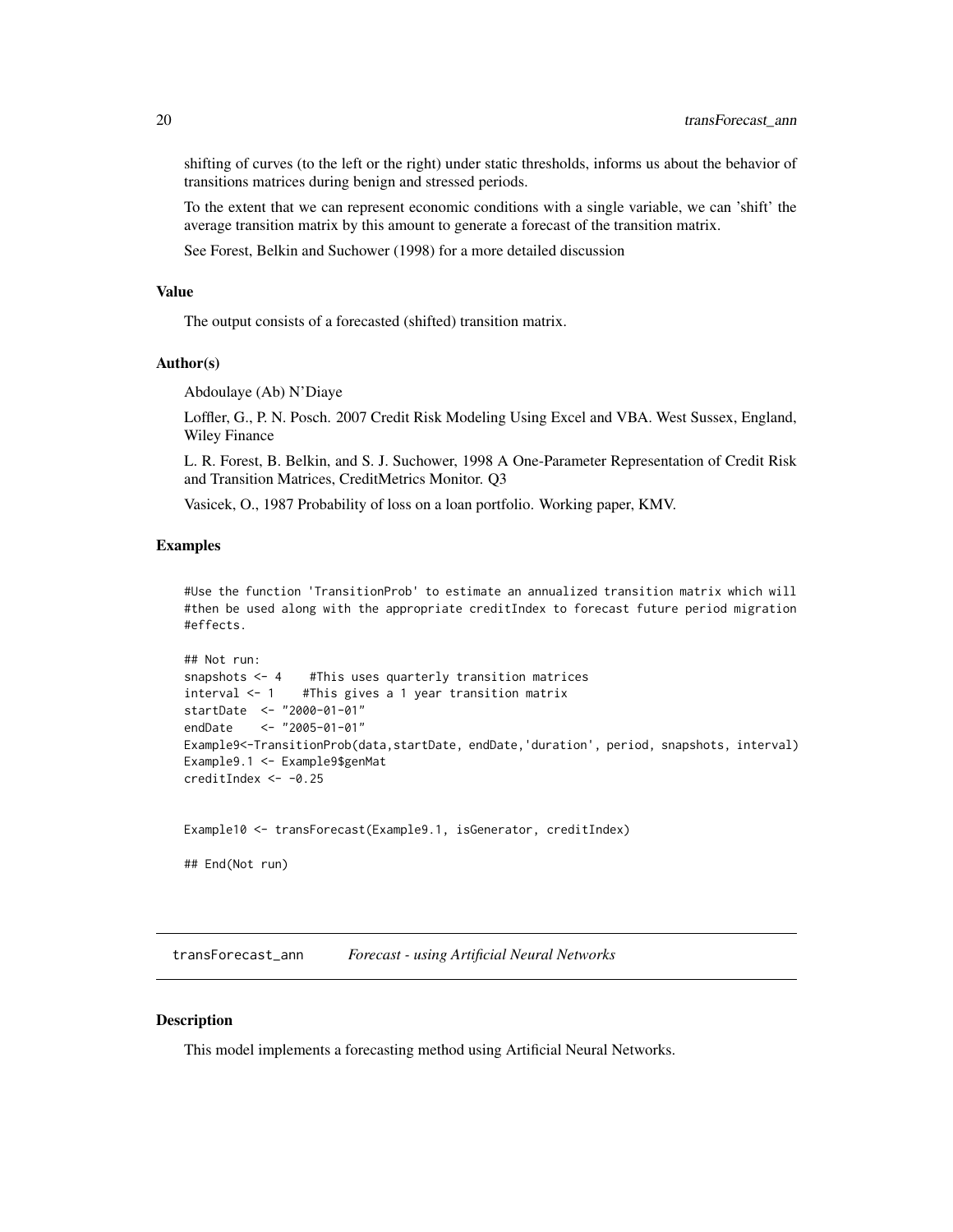shifting of curves (to the left or the right) under static thresholds, informs us about the behavior of transitions matrices during benign and stressed periods.

To the extent that we can represent economic conditions with a single variable, we can 'shift' the average transition matrix by this amount to generate a forecast of the transition matrix.

See Forest, Belkin and Suchower (1998) for a more detailed discussion

### Value

The output consists of a forecasted (shifted) transition matrix.

### Author(s)

Abdoulaye (Ab) N'Diaye

Loffler, G., P. N. Posch. 2007 Credit Risk Modeling Using Excel and VBA. West Sussex, England, Wiley Finance

L. R. Forest, B. Belkin, and S. J. Suchower, 1998 A One-Parameter Representation of Credit Risk and Transition Matrices, CreditMetrics Monitor. Q3

Vasicek, O., 1987 Probability of loss on a loan portfolio. Working paper, KMV.

### Examples

```
#Use the function 'TransitionProb' to estimate an annualized transition matrix which will
#then be used along with the appropriate creditIndex to forecast future period migration
#effects.

## Not run:
snapshots <- 4    #This uses quarterly transition matrices
interval <- 1    #This gives a 1 year transition matrix
startDate  <- "2000-01-01"
endDate    <- "2005-01-01"
Example9<-TransitionProb(data,startDate, endDate,'duration', period, snapshots, interval)
Example9.1 <- Example9$genMat
creditIndex <- -0.25


Example10 <- transForecast(Example9.1, isGenerator, creditIndex)

## End(Not run)
```

## transForecast_ann    *Forecast - using Artificial Neural Networks*

### Description

This model implements a forecasting method using Artificial Neural Networks.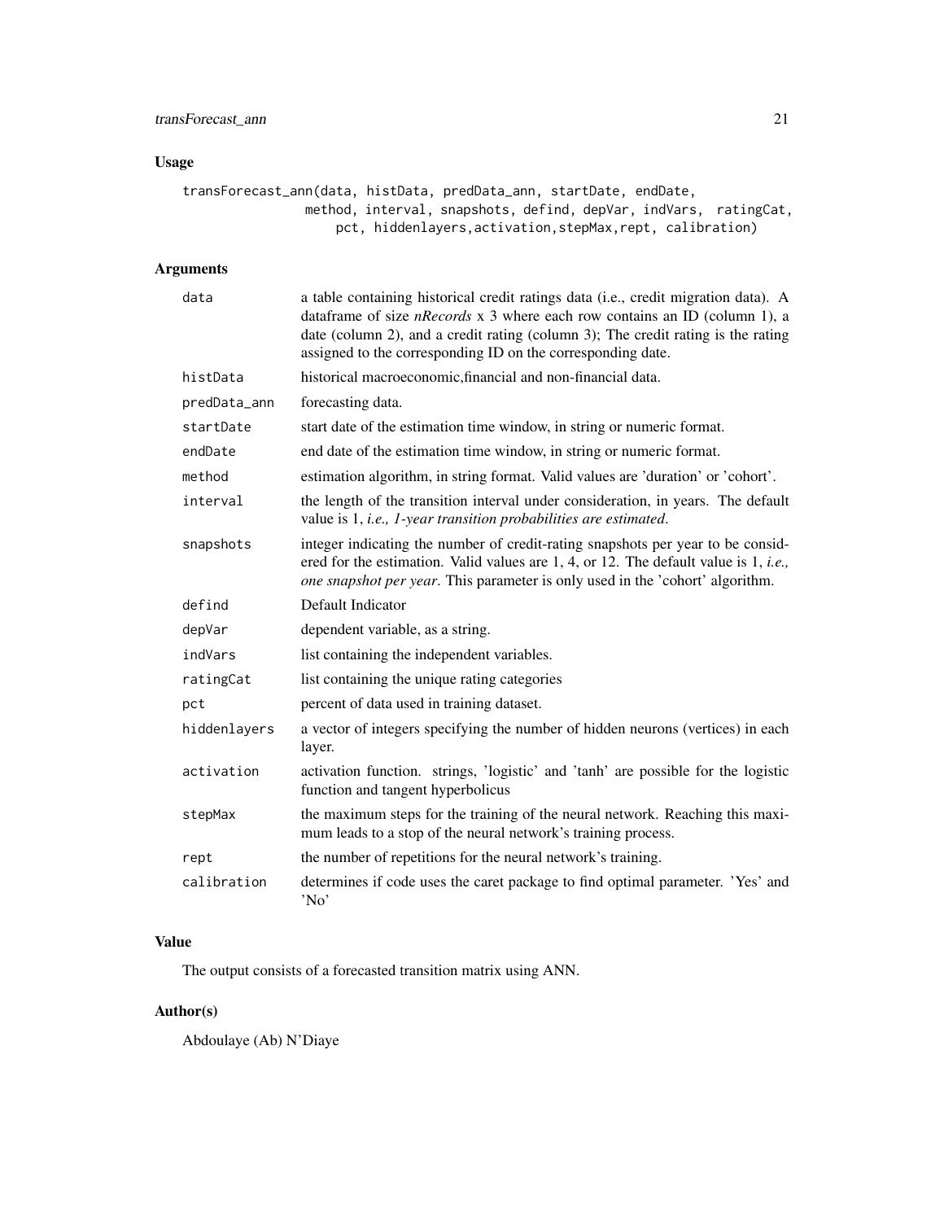## Usage

```
transForecast_ann(data, histData, predData_ann, startDate, endDate,
                method, interval, snapshots, defind, depVar, indVars,  ratingCat,
                    pct, hiddenlayers,activation,stepMax,rept, calibration)
```

## Arguments

| | |
|---|---|
| data | a table containing historical credit ratings data (i.e., credit migration data). A dataframe of size *nRecords* x 3 where each row contains an ID (column 1), a date (column 2), and a credit rating (column 3); The credit rating is the rating assigned to the corresponding ID on the corresponding date. |
| histData | historical macroeconomic,financial and non-financial data. |
| predData_ann | forecasting data. |
| startDate | start date of the estimation time window, in string or numeric format. |
| endDate | end date of the estimation time window, in string or numeric format. |
| method | estimation algorithm, in string format. Valid values are 'duration' or 'cohort'. |
| interval | the length of the transition interval under consideration, in years. The default value is 1, *i.e., 1-year transition probabilities are estimated*. |
| snapshots | integer indicating the number of credit-rating snapshots per year to be considered for the estimation. Valid values are 1, 4, or 12. The default value is 1, *i.e., one snapshot per year*. This parameter is only used in the 'cohort' algorithm. |
| defind | Default Indicator |
| depVar | dependent variable, as a string. |
| indVars | list containing the independent variables. |
| ratingCat | list containing the unique rating categories |
| pct | percent of data used in training dataset. |
| hiddenlayers | a vector of integers specifying the number of hidden neurons (vertices) in each layer. |
| activation | activation function. strings, 'logistic' and 'tanh' are possible for the logistic function and tangent hyperbolicus |
| stepMax | the maximum steps for the training of the neural network. Reaching this maximum leads to a stop of the neural network's training process. |
| rept | the number of repetitions for the neural network's training. |
| calibration | determines if code uses the caret package to find optimal parameter. 'Yes' and 'No' |

## Value

The output consists of a forecasted transition matrix using ANN.

## Author(s)

Abdoulaye (Ab) N'Diaye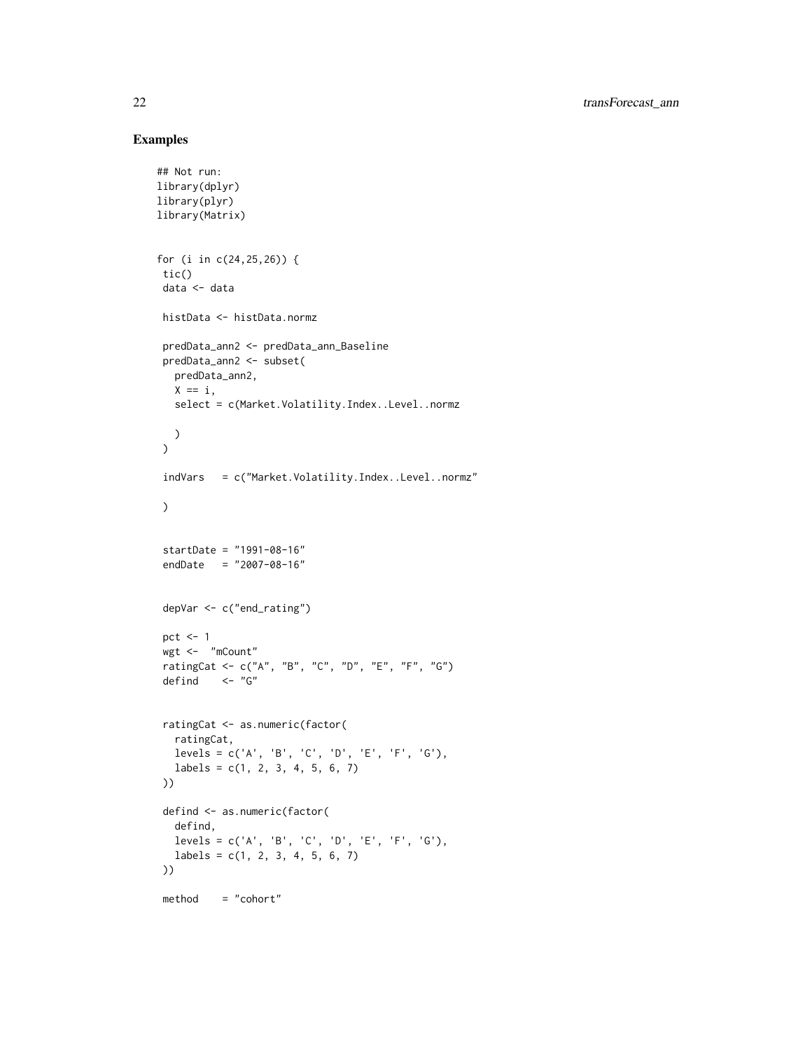## Examples

```
## Not run:
library(dplyr)
library(plyr)
library(Matrix)


for (i in c(24,25,26)) {
 tic()
 data <- data

 histData <- histData.normz

 predData_ann2 <- predData_ann_Baseline
 predData_ann2 <- subset(
   predData_ann2,
   X == i,
   select = c(Market.Volatility.Index..Level..normz

   )
 )

 indVars   = c("Market.Volatility.Index..Level..normz"

 )


 startDate = "1991-08-16"
 endDate   = "2007-08-16"


 depVar <- c("end_rating")

 pct <- 1
 wgt <-  "mCount"
 ratingCat <- c("A", "B", "C", "D", "E", "F", "G")
 defind    <- "G"


 ratingCat <- as.numeric(factor(
   ratingCat,
   levels = c('A', 'B', 'C', 'D', 'E', 'F', 'G'),
   labels = c(1, 2, 3, 4, 5, 6, 7)
 ))

 defind <- as.numeric(factor(
   defind,
   levels = c('A', 'B', 'C', 'D', 'E', 'F', 'G'),
   labels = c(1, 2, 3, 4, 5, 6, 7)
 ))

 method    = "cohort"
```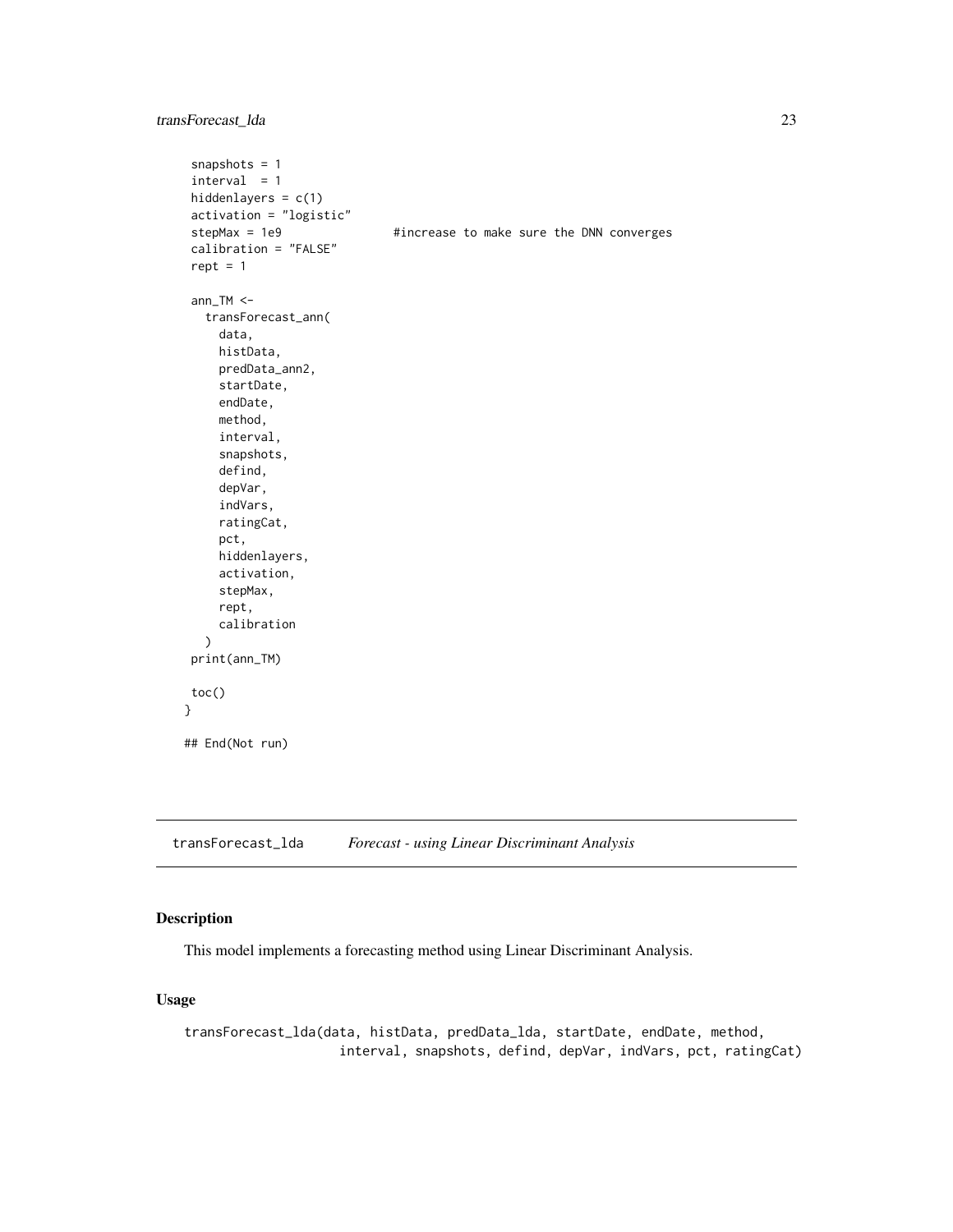```
 snapshots = 1
 interval  = 1
 hiddenlayers = c(1)
 activation = "logistic"
 stepMax = 1e9               #increase to make sure the DNN converges
 calibration = "FALSE"
 rept = 1

 ann_TM <-
   transForecast_ann(
     data,
     histData,
     predData_ann2,
     startDate,
     endDate,
     method,
     interval,
     snapshots,
     defind,
     depVar,
     indVars,
     ratingCat,
     pct,
     hiddenlayers,
     activation,
     stepMax,
     rept,
     calibration
   )
 print(ann_TM)

 toc()
}

## End(Not run)
```

## transForecast_lda *Forecast - using Linear Discriminant Analysis*

### Description

This model implements a forecasting method using Linear Discriminant Analysis.

### Usage

```
transForecast_lda(data, histData, predData_lda, startDate, endDate, method,
                      interval, snapshots, defind, depVar, indVars, pct, ratingCat)
```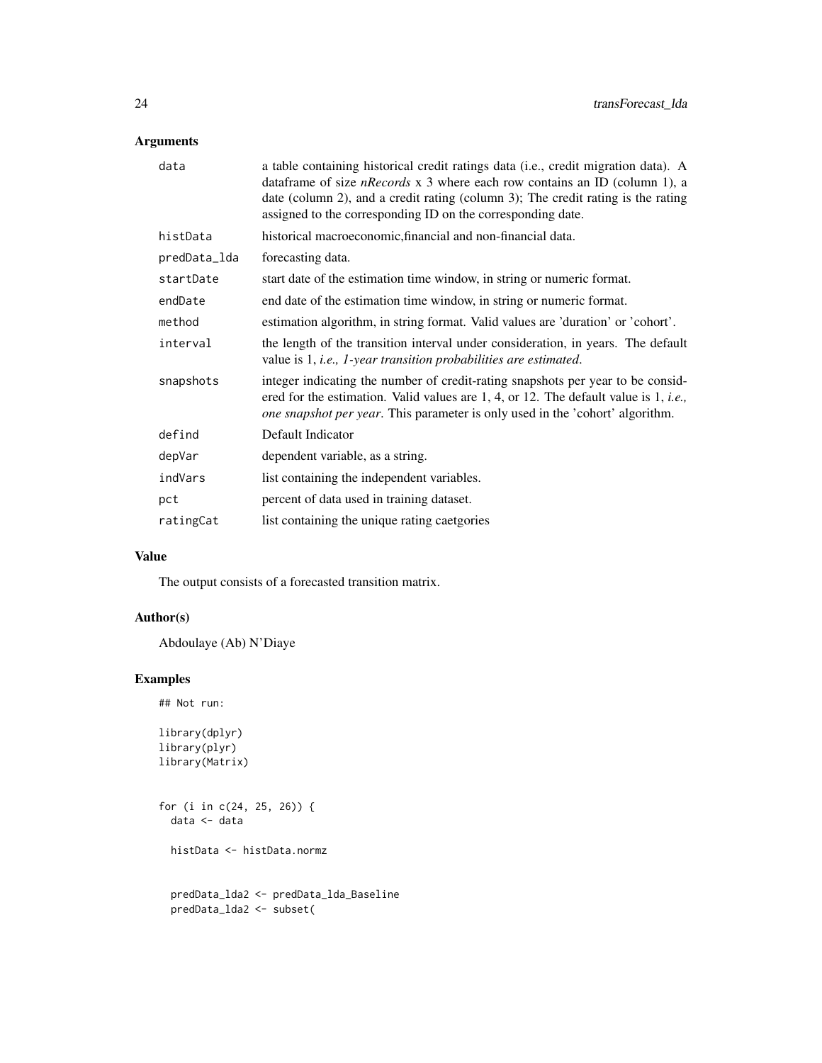## Arguments

| | |
|---|---|
| data | a table containing historical credit ratings data (i.e., credit migration data). A dataframe of size *nRecords* x 3 where each row contains an ID (column 1), a date (column 2), and a credit rating (column 3); The credit rating is the rating assigned to the corresponding ID on the corresponding date. |
| histData | historical macroeconomic,financial and non-financial data. |
| predData_lda | forecasting data. |
| startDate | start date of the estimation time window, in string or numeric format. |
| endDate | end date of the estimation time window, in string or numeric format. |
| method | estimation algorithm, in string format. Valid values are 'duration' or 'cohort'. |
| interval | the length of the transition interval under consideration, in years. The default value is 1, *i.e., 1-year transition probabilities are estimated*. |
| snapshots | integer indicating the number of credit-rating snapshots per year to be considered for the estimation. Valid values are 1, 4, or 12. The default value is 1, *i.e., one snapshot per year*. This parameter is only used in the 'cohort' algorithm. |
| defind | Default Indicator |
| depVar | dependent variable, as a string. |
| indVars | list containing the independent variables. |
| pct | percent of data used in training dataset. |
| ratingCat | list containing the unique rating caetgories |

## Value

The output consists of a forecasted transition matrix.

## Author(s)

Abdoulaye (Ab) N'Diaye

## Examples

```
## Not run:

library(dplyr)
library(plyr)
library(Matrix)


for (i in c(24, 25, 26)) {
  data <- data

  histData <- histData.normz


  predData_lda2 <- predData_lda_Baseline
  predData_lda2 <- subset(
```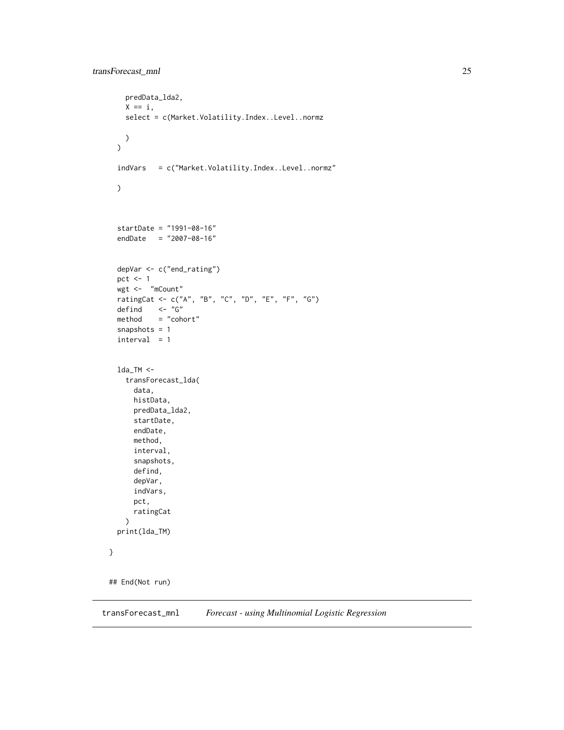```
    predData_lda2,
    X == i,
    select = c(Market.Volatility.Index..Level..normz

    )
  )

  indVars   = c("Market.Volatility.Index..Level..normz"

  )



  startDate = "1991-08-16"
  endDate   = "2007-08-16"


  depVar <- c("end_rating")
  pct <- 1
  wgt <-  "mCount"
  ratingCat <- c("A", "B", "C", "D", "E", "F", "G")
  defind    <- "G"
  method    = "cohort"
  snapshots = 1
  interval  = 1


  lda_TM <-
    transForecast_lda(
      data,
      histData,
      predData_lda2,
      startDate,
      endDate,
      method,
      interval,
      snapshots,
      defind,
      depVar,
      indVars,
      pct,
      ratingCat
    )
  print(lda_TM)

}


## End(Not run)
```

## transForecast_mnl    *Forecast - using Multinomial Logistic Regression*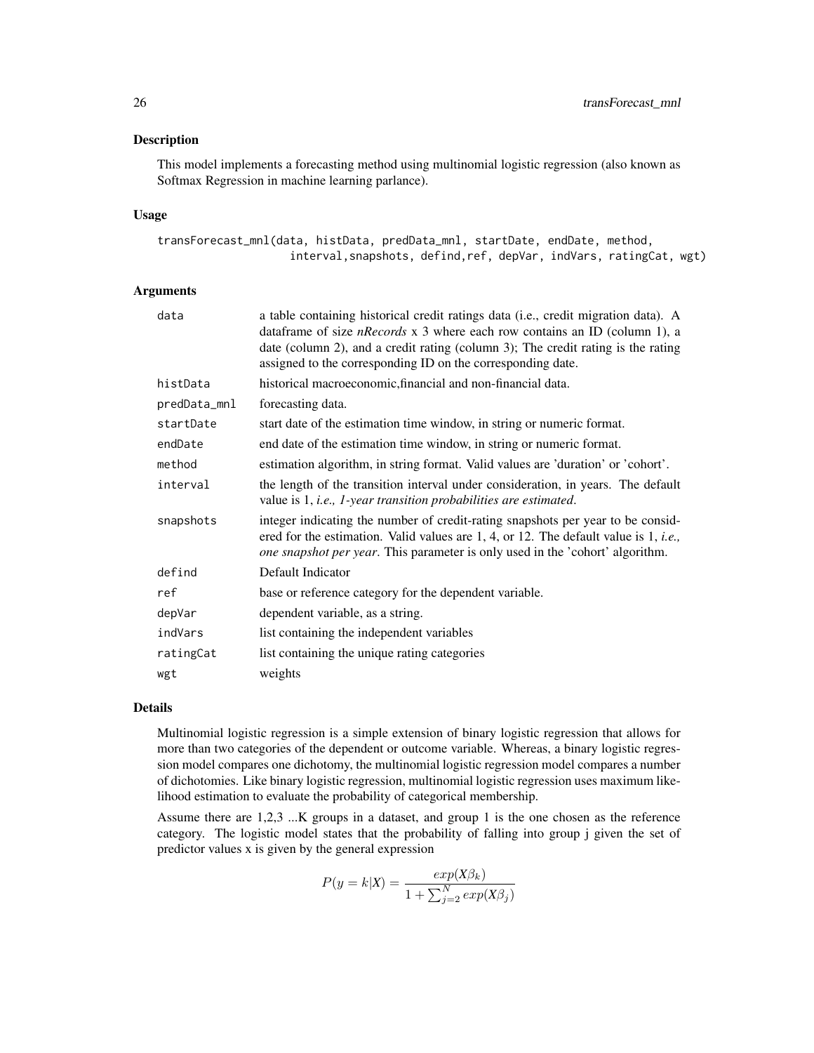## Description

This model implements a forecasting method using multinomial logistic regression (also known as Softmax Regression in machine learning parlance).

## Usage

```
transForecast_mnl(data, histData, predData_mnl, startDate, endDate, method,
                  interval,snapshots, defind,ref, depVar, indVars, ratingCat, wgt)
```

## Arguments

| | |
|---|---|
| data | a table containing historical credit ratings data (i.e., credit migration data). A dataframe of size *nRecords* x 3 where each row contains an ID (column 1), a date (column 2), and a credit rating (column 3); The credit rating is the rating assigned to the corresponding ID on the corresponding date. |
| histData | historical macroeconomic,financial and non-financial data. |
| predData_mnl | forecasting data. |
| startDate | start date of the estimation time window, in string or numeric format. |
| endDate | end date of the estimation time window, in string or numeric format. |
| method | estimation algorithm, in string format. Valid values are 'duration' or 'cohort'. |
| interval | the length of the transition interval under consideration, in years. The default value is 1, *i.e., 1-year transition probabilities are estimated*. |
| snapshots | integer indicating the number of credit-rating snapshots per year to be considered for the estimation. Valid values are 1, 4, or 12. The default value is 1, *i.e., one snapshot per year*. This parameter is only used in the 'cohort' algorithm. |
| defind | Default Indicator |
| ref | base or reference category for the dependent variable. |
| depVar | dependent variable, as a string. |
| indVars | list containing the independent variables |
| ratingCat | list containing the unique rating categories |
| wgt | weights |

## Details

Multinomial logistic regression is a simple extension of binary logistic regression that allows for more than two categories of the dependent or outcome variable. Whereas, a binary logistic regression model compares one dichotomy, the multinomial logistic regression model compares a number of dichotomies. Like binary logistic regression, multinomial logistic regression uses maximum likelihood estimation to evaluate the probability of categorical membership.

Assume there are 1,2,3 ...K groups in a dataset, and group 1 is the one chosen as the reference category. The logistic model states that the probability of falling into group j given the set of predictor values x is given by the general expression

$$P(y = k|X) = \frac{exp(X\beta_k)}{1 + \sum_{j=2}^{N} exp(X\beta_j)}$$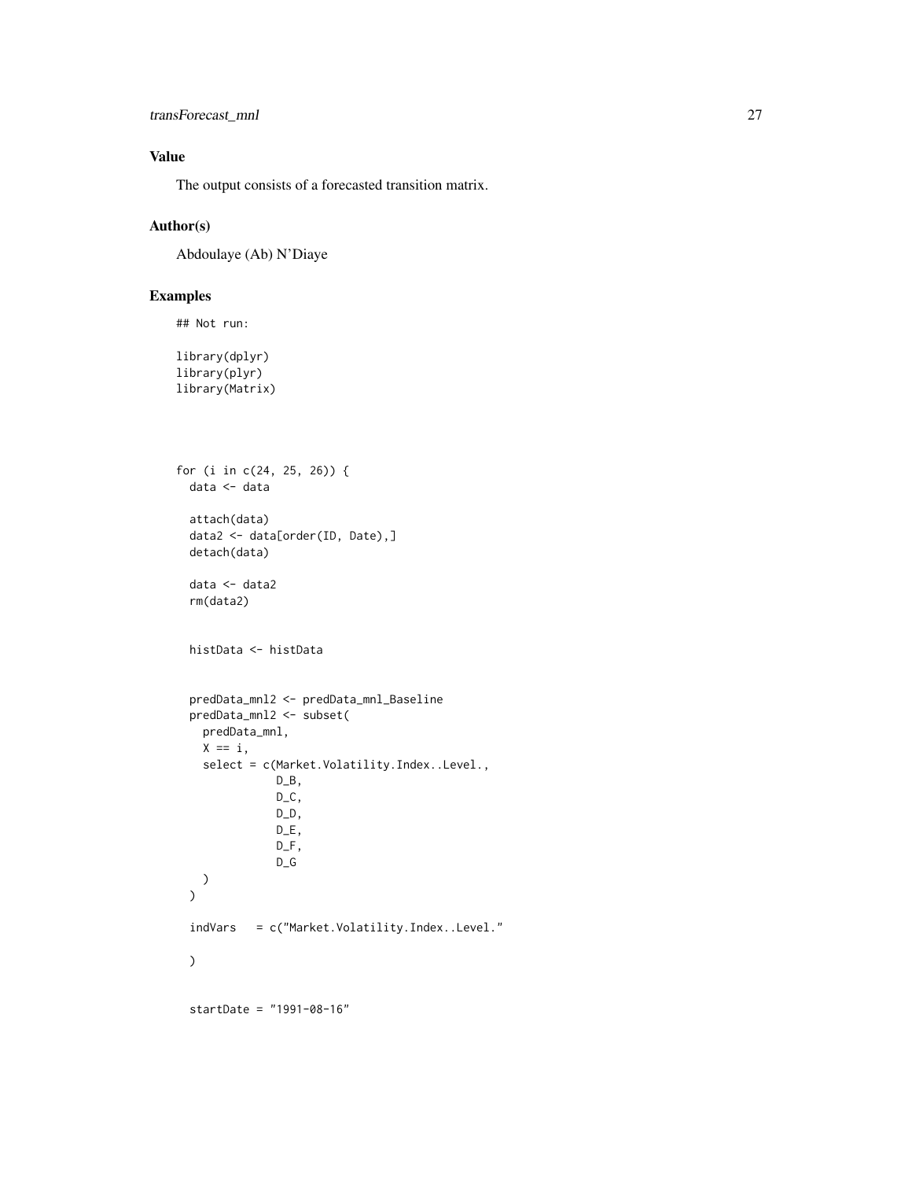## Value

The output consists of a forecasted transition matrix.

## Author(s)

Abdoulaye (Ab) N'Diaye

## Examples

```
## Not run:

library(dplyr)
library(plyr)
library(Matrix)




for (i in c(24, 25, 26)) {
  data <- data

  attach(data)
  data2 <- data[order(ID, Date),]
  detach(data)

  data <- data2
  rm(data2)


  histData <- histData


  predData_mnl2 <- predData_mnl_Baseline
  predData_mnl2 <- subset(
    predData_mnl,
    X == i,
    select = c(Market.Volatility.Index..Level.,
               D_B,
               D_C,
               D_D,
               D_E,
               D_F,
               D_G
    )
  )

  indVars   = c("Market.Volatility.Index..Level."

  )


  startDate = "1991-08-16"
```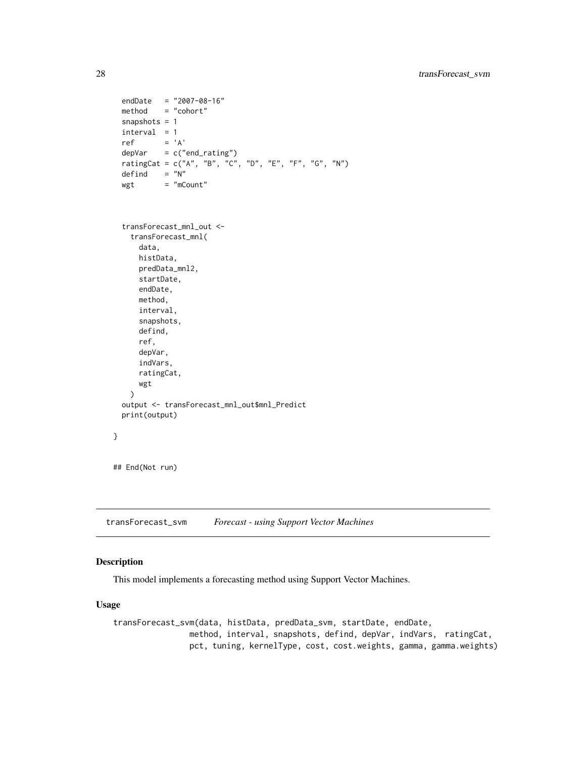```
  endDate   = "2007-08-16"
  method    = "cohort"
  snapshots = 1
  interval  = 1
  ref       = 'A'
  depVar    = c("end_rating")
  ratingCat = c("A", "B", "C", "D", "E", "F", "G", "N")
  defind    = "N"
  wgt       = "mCount"



  transForecast_mnl_out <-
    transForecast_mnl(
      data,
      histData,
      predData_mnl2,
      startDate,
      endDate,
      method,
      interval,
      snapshots,
      defind,
      ref,
      depVar,
      indVars,
      ratingCat,
      wgt
    )
  output <- transForecast_mnl_out$mnl_Predict
  print(output)

}


## End(Not run)
```

---

transForecast_svm    *Forecast - using Support Vector Machines*

---

### Description

This model implements a forecasting method using Support Vector Machines.

### Usage

```
transForecast_svm(data, histData, predData_svm, startDate, endDate,
                  method, interval, snapshots, defind, depVar, indVars,  ratingCat,
                  pct, tuning, kernelType, cost, cost.weights, gamma, gamma.weights)
```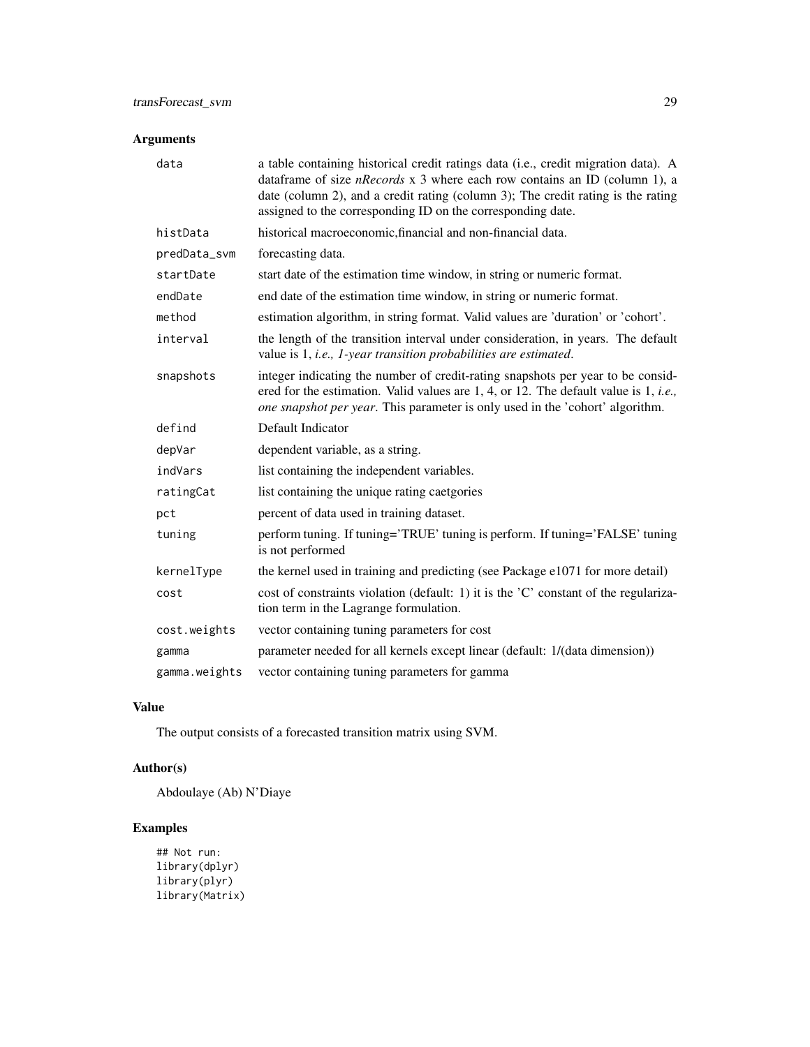## Arguments

| Argument | Description |
|---|---|
| data | a table containing historical credit ratings data (i.e., credit migration data). A dataframe of size *nRecords* x 3 where each row contains an ID (column 1), a date (column 2), and a credit rating (column 3); The credit rating is the rating assigned to the corresponding ID on the corresponding date. |
| histData | historical macroeconomic,financial and non-financial data. |
| predData_svm | forecasting data. |
| startDate | start date of the estimation time window, in string or numeric format. |
| endDate | end date of the estimation time window, in string or numeric format. |
| method | estimation algorithm, in string format. Valid values are 'duration' or 'cohort'. |
| interval | the length of the transition interval under consideration, in years. The default value is 1, *i.e., 1-year transition probabilities are estimated*. |
| snapshots | integer indicating the number of credit-rating snapshots per year to be considered for the estimation. Valid values are 1, 4, or 12. The default value is 1, *i.e., one snapshot per year*. This parameter is only used in the 'cohort' algorithm. |
| defind | Default Indicator |
| depVar | dependent variable, as a string. |
| indVars | list containing the independent variables. |
| ratingCat | list containing the unique rating caetgories |
| pct | percent of data used in training dataset. |
| tuning | perform tuning. If tuning='TRUE' tuning is perform. If tuning='FALSE' tuning is not performed |
| kernelType | the kernel used in training and predicting (see Package e1071 for more detail) |
| cost | cost of constraints violation (default: 1) it is the 'C' constant of the regularization term in the Lagrange formulation. |
| cost.weights | vector containing tuning parameters for cost |
| gamma | parameter needed for all kernels except linear (default: 1/(data dimension)) |
| gamma.weights | vector containing tuning parameters for gamma |

## Value

The output consists of a forecasted transition matrix using SVM.

## Author(s)

Abdoulaye (Ab) N'Diaye

## Examples

```
## Not run:
library(dplyr)
library(plyr)
library(Matrix)
```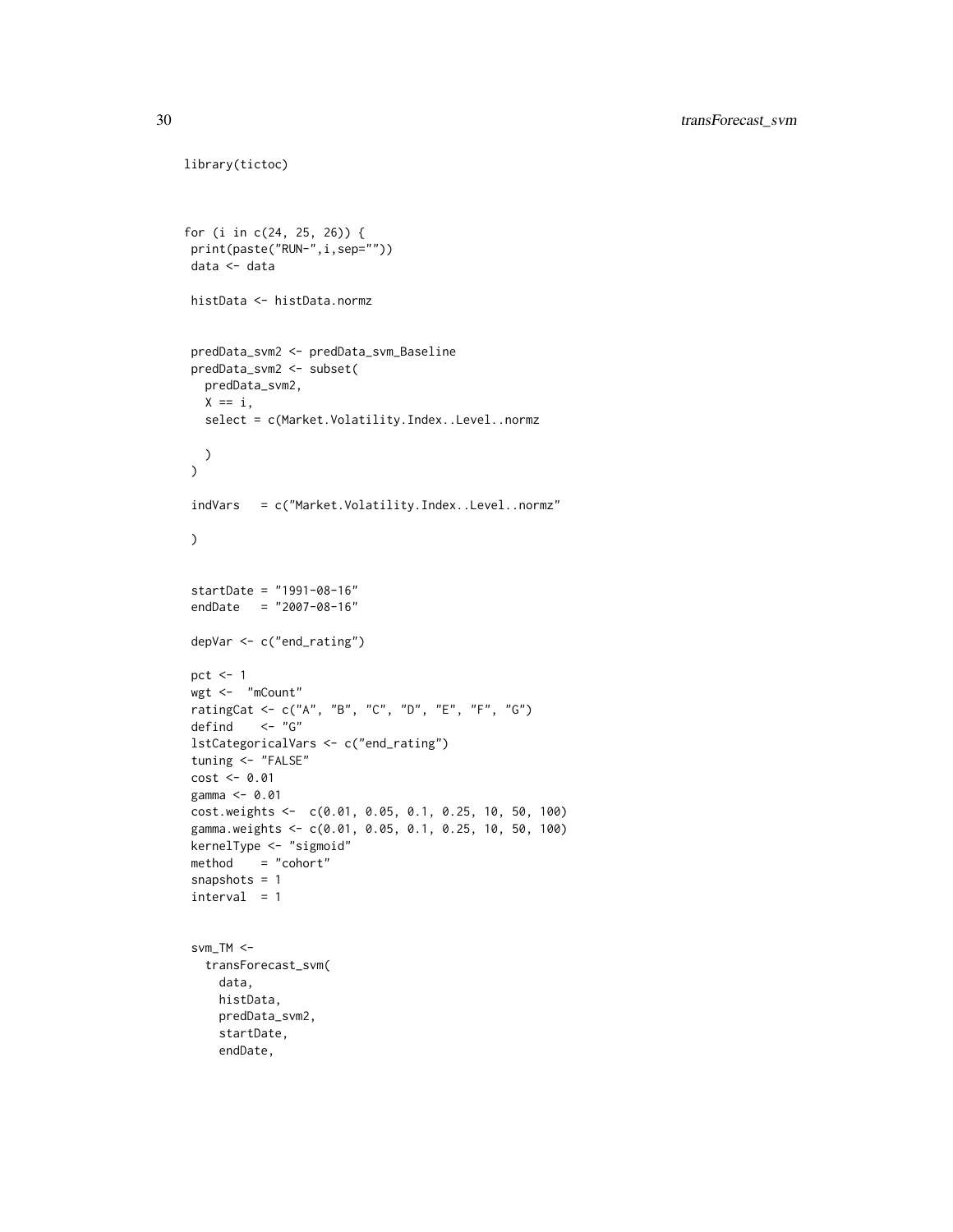```
library(tictoc)


for (i in c(24, 25, 26)) {
 print(paste("RUN-",i,sep=""))
 data <- data

 histData <- histData.normz


 predData_svm2 <- predData_svm_Baseline
 predData_svm2 <- subset(
   predData_svm2,
   X == i,
   select = c(Market.Volatility.Index..Level..normz

   )
 )

 indVars   = c("Market.Volatility.Index..Level..normz"

 )


 startDate = "1991-08-16"
 endDate   = "2007-08-16"

 depVar <- c("end_rating")

 pct <- 1
 wgt <-  "mCount"
 ratingCat <- c("A", "B", "C", "D", "E", "F", "G")
 defind    <- "G"
 lstCategoricalVars <- c("end_rating")
 tuning <- "FALSE"
 cost <- 0.01
 gamma <- 0.01
 cost.weights <-  c(0.01, 0.05, 0.1, 0.25, 10, 50, 100)
 gamma.weights <- c(0.01, 0.05, 0.1, 0.25, 10, 50, 100)
 kernelType <- "sigmoid"
 method    = "cohort"
 snapshots = 1
 interval  = 1


 svm_TM <-
   transForecast_svm(
     data,
     histData,
     predData_svm2,
     startDate,
     endDate,
```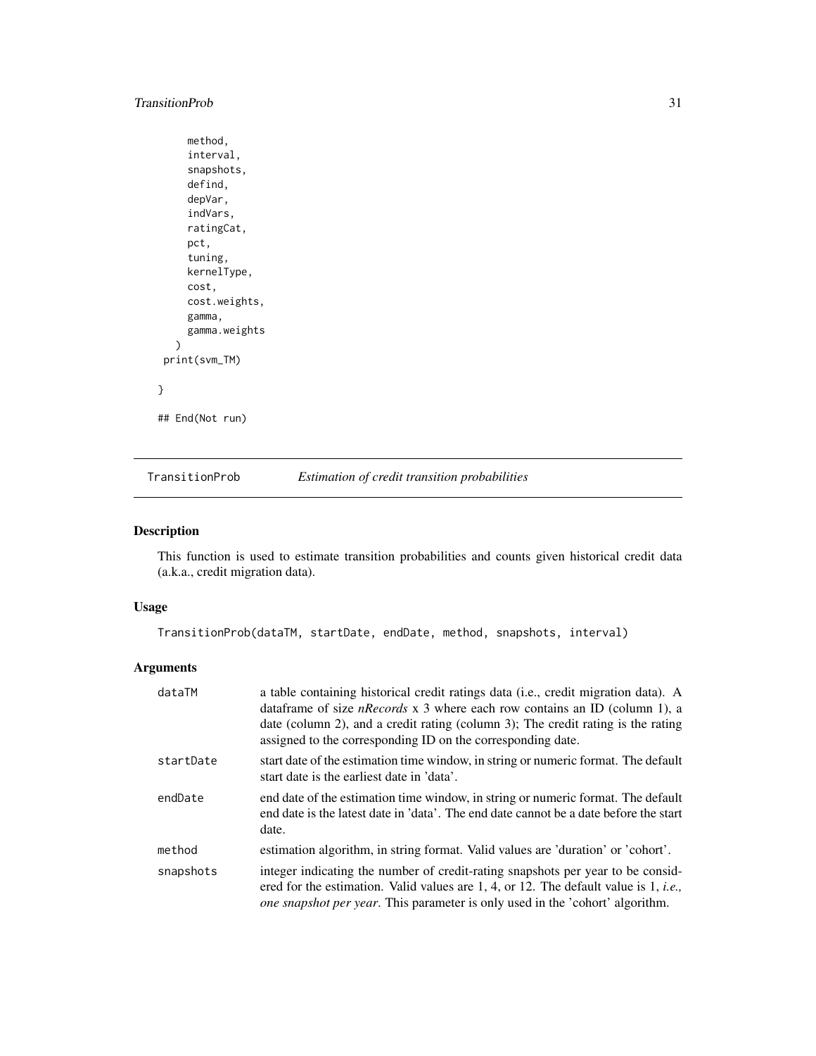```
      method,
      interval,
      snapshots,
      defind,
      depVar,
      indVars,
      ratingCat,
      pct,
      tuning,
      kernelType,
      cost,
      cost.weights,
      gamma,
      gamma.weights
    )
 print(svm_TM)

}

## End(Not run)
```

## TransitionProb — *Estimation of credit transition probabilities*

### Description

This function is used to estimate transition probabilities and counts given historical credit data (a.k.a., credit migration data).

### Usage

```
TransitionProb(dataTM, startDate, endDate, method, snapshots, interval)
```

### Arguments

| | |
|---|---|
| dataTM | a table containing historical credit ratings data (i.e., credit migration data). A dataframe of size *nRecords* x 3 where each row contains an ID (column 1), a date (column 2), and a credit rating (column 3); The credit rating is the rating assigned to the corresponding ID on the corresponding date. |
| startDate | start date of the estimation time window, in string or numeric format. The default start date is the earliest date in 'data'. |
| endDate | end date of the estimation time window, in string or numeric format. The default end date is the latest date in 'data'. The end date cannot be a date before the start date. |
| method | estimation algorithm, in string format. Valid values are 'duration' or 'cohort'. |
| snapshots | integer indicating the number of credit-rating snapshots per year to be considered for the estimation. Valid values are 1, 4, or 12. The default value is 1, *i.e., one snapshot per year*. This parameter is only used in the 'cohort' algorithm. |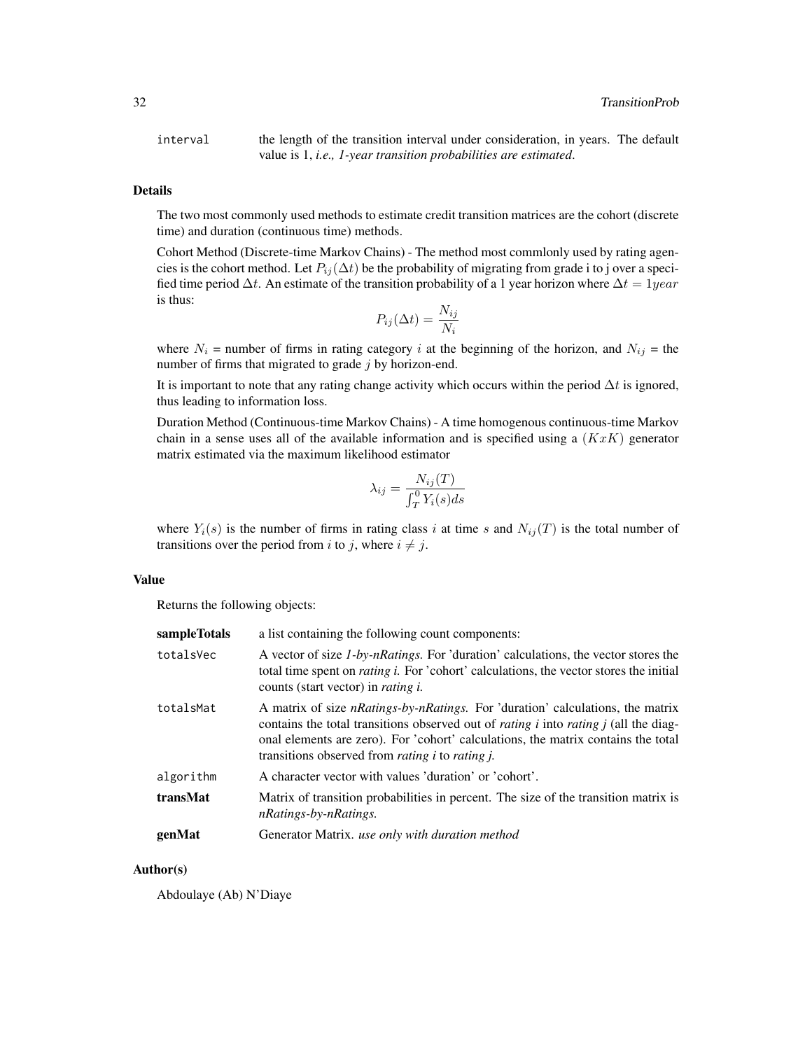interval the length of the transition interval under consideration, in years. The default value is 1, *i.e., 1-year transition probabilities are estimated*.

## Details

The two most commonly used methods to estimate credit transition matrices are the cohort (discrete time) and duration (continuous time) methods.

Cohort Method (Discrete-time Markov Chains) - The method most commlonly used by rating agencies is the cohort method. Let $P_{ij}(\Delta t)$ be the probability of migrating from grade i to j over a specified time period $\Delta t$. An estimate of the transition probability of a 1 year horizon where $\Delta t = 1year$ is thus:

$$P_{ij}(\Delta t) = \frac{N_{ij}}{N_i}$$

where $N_i$ = number of firms in rating category $i$ at the beginning of the horizon, and $N_{ij}$ = the number of firms that migrated to grade $j$ by horizon-end.

It is important to note that any rating change activity which occurs within the period $\Delta t$ is ignored, thus leading to information loss.

Duration Method (Continuous-time Markov Chains) - A time homogenous continuous-time Markov chain in a sense uses all of the available information and is specified using a $(KxK)$ generator matrix estimated via the maximum likelihood estimator

$$\lambda_{ij} = \frac{N_{ij}(T)}{\int_T^0 Y_i(s)ds}$$

where $Y_i(s)$ is the number of firms in rating class $i$ at time $s$ and $N_{ij}(T)$ is the total number of transitions over the period from $i$ to $j$, where $i \neq j$.

## Value

Returns the following objects:

**sampleTotals** a list containing the following count components:

totalsVec A vector of size *1-by-nRatings.* For 'duration' calculations, the vector stores the total time spent on *rating i.* For 'cohort' calculations, the vector stores the initial counts (start vector) in *rating i.*

totalsMat A matrix of size *nRatings-by-nRatings.* For 'duration' calculations, the matrix contains the total transitions observed out of *rating i* into *rating j* (all the diagonal elements are zero). For 'cohort' calculations, the matrix contains the total transitions observed from *rating i* to *rating j.*

algorithm A character vector with values 'duration' or 'cohort'.

**transMat** Matrix of transition probabilities in percent. The size of the transition matrix is *nRatings-by-nRatings.*

**genMat** Generator Matrix. *use only with duration method*

## Author(s)

Abdoulaye (Ab) N'Diaye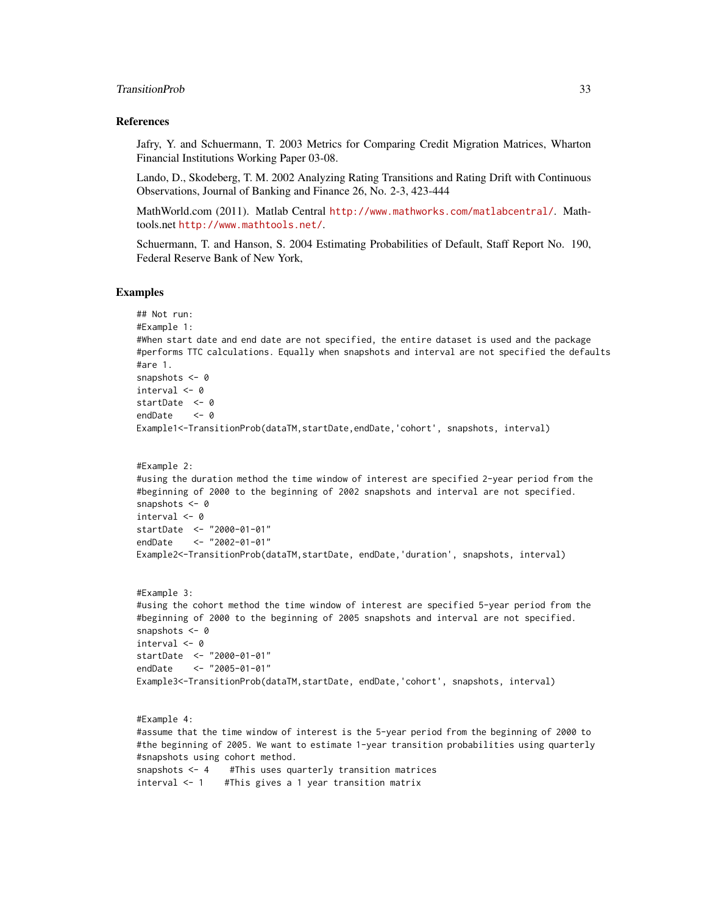## References

Jafry, Y. and Schuermann, T. 2003 Metrics for Comparing Credit Migration Matrices, Wharton Financial Institutions Working Paper 03-08.

Lando, D., Skodeberg, T. M. 2002 Analyzing Rating Transitions and Rating Drift with Continuous Observations, Journal of Banking and Finance 26, No. 2-3, 423-444

MathWorld.com (2011). Matlab Central http://www.mathworks.com/matlabcentral/. Mathtools.net http://www.mathtools.net/.

Schuermann, T. and Hanson, S. 2004 Estimating Probabilities of Default, Staff Report No. 190, Federal Reserve Bank of New York,

## Examples

```
## Not run:
#Example 1:
#When start date and end date are not specified, the entire dataset is used and the package
#performs TTC calculations. Equally when snapshots and interval are not specified the defaults
#are 1.
snapshots <- 0
interval <- 0
startDate  <- 0
endDate    <- 0
Example1<-TransitionProb(dataTM,startDate,endDate,'cohort', snapshots, interval)


#Example 2:
#using the duration method the time window of interest are specified 2-year period from the
#beginning of 2000 to the beginning of 2002 snapshots and interval are not specified.
snapshots <- 0
interval <- 0
startDate  <- "2000-01-01"
endDate    <- "2002-01-01"
Example2<-TransitionProb(dataTM,startDate, endDate,'duration', snapshots, interval)


#Example 3:
#using the cohort method the time window of interest are specified 5-year period from the
#beginning of 2000 to the beginning of 2005 snapshots and interval are not specified.
snapshots <- 0
interval <- 0
startDate  <- "2000-01-01"
endDate    <- "2005-01-01"
Example3<-TransitionProb(dataTM,startDate, endDate,'cohort', snapshots, interval)


#Example 4:
#assume that the time window of interest is the 5-year period from the beginning of 2000 to
#the beginning of 2005. We want to estimate 1-year transition probabilities using quarterly
#snapshots using cohort method.
snapshots <- 4    #This uses quarterly transition matrices
interval <- 1    #This gives a 1 year transition matrix
```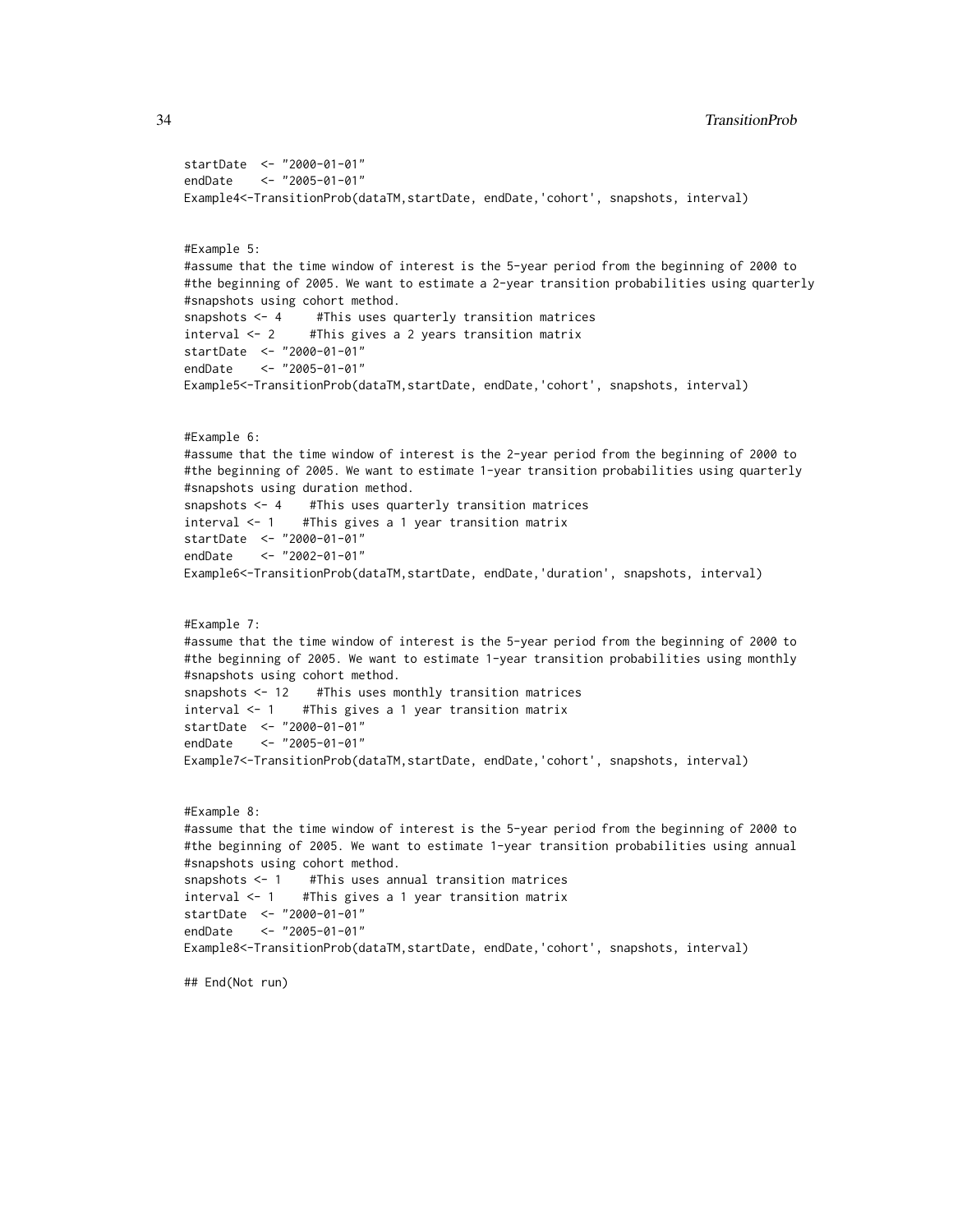```
startDate  <- "2000-01-01"
endDate    <- "2005-01-01"
Example4<-TransitionProb(dataTM,startDate, endDate,'cohort', snapshots, interval)


#Example 5:
#assume that the time window of interest is the 5-year period from the beginning of 2000 to
#the beginning of 2005. We want to estimate a 2-year transition probabilities using quarterly
#snapshots using cohort method.
snapshots <- 4     #This uses quarterly transition matrices
interval <- 2     #This gives a 2 years transition matrix
startDate  <- "2000-01-01"
endDate    <- "2005-01-01"
Example5<-TransitionProb(dataTM,startDate, endDate,'cohort', snapshots, interval)


#Example 6:
#assume that the time window of interest is the 2-year period from the beginning of 2000 to
#the beginning of 2005. We want to estimate 1-year transition probabilities using quarterly
#snapshots using duration method.
snapshots <- 4    #This uses quarterly transition matrices
interval <- 1    #This gives a 1 year transition matrix
startDate  <- "2000-01-01"
endDate    <- "2002-01-01"
Example6<-TransitionProb(dataTM,startDate, endDate,'duration', snapshots, interval)


#Example 7:
#assume that the time window of interest is the 5-year period from the beginning of 2000 to
#the beginning of 2005. We want to estimate 1-year transition probabilities using monthly
#snapshots using cohort method.
snapshots <- 12    #This uses monthly transition matrices
interval <- 1    #This gives a 1 year transition matrix
startDate  <- "2000-01-01"
endDate    <- "2005-01-01"
Example7<-TransitionProb(dataTM,startDate, endDate,'cohort', snapshots, interval)


#Example 8:
#assume that the time window of interest is the 5-year period from the beginning of 2000 to
#the beginning of 2005. We want to estimate 1-year transition probabilities using annual
#snapshots using cohort method.
snapshots <- 1    #This uses annual transition matrices
interval <- 1    #This gives a 1 year transition matrix
startDate  <- "2000-01-01"
endDate    <- "2005-01-01"
Example8<-TransitionProb(dataTM,startDate, endDate,'cohort', snapshots, interval)

## End(Not run)
```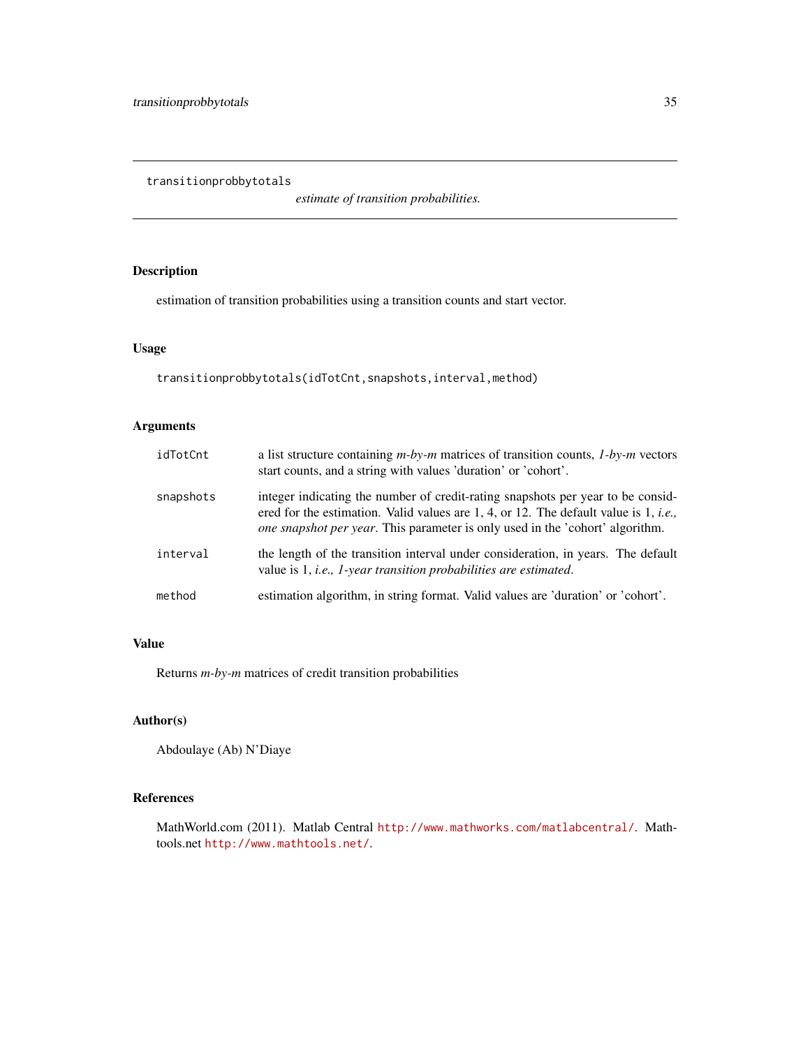# transitionprobbytotals

*estimate of transition probabilities.*

## Description

estimation of transition probabilities using a transition counts and start vector.

## Usage

```
transitionprobbytotals(idTotCnt,snapshots,interval,method)
```

## Arguments

| | |
|---|---|
| idTotCnt | a list structure containing *m-by-m* matrices of transition counts, *1-by-m* vectors start counts, and a string with values 'duration' or 'cohort'. |
| snapshots | integer indicating the number of credit-rating snapshots per year to be considered for the estimation. Valid values are 1, 4, or 12. The default value is 1, *i.e., one snapshot per year*. This parameter is only used in the 'cohort' algorithm. |
| interval | the length of the transition interval under consideration, in years. The default value is 1, *i.e., 1-year transition probabilities are estimated*. |
| method | estimation algorithm, in string format. Valid values are 'duration' or 'cohort'. |

## Value

Returns *m-by-m* matrices of credit transition probabilities

## Author(s)

Abdoulaye (Ab) N'Diaye

## References

MathWorld.com (2011). Matlab Central http://www.mathworks.com/matlabcentral/. Mathtools.net http://www.mathtools.net/.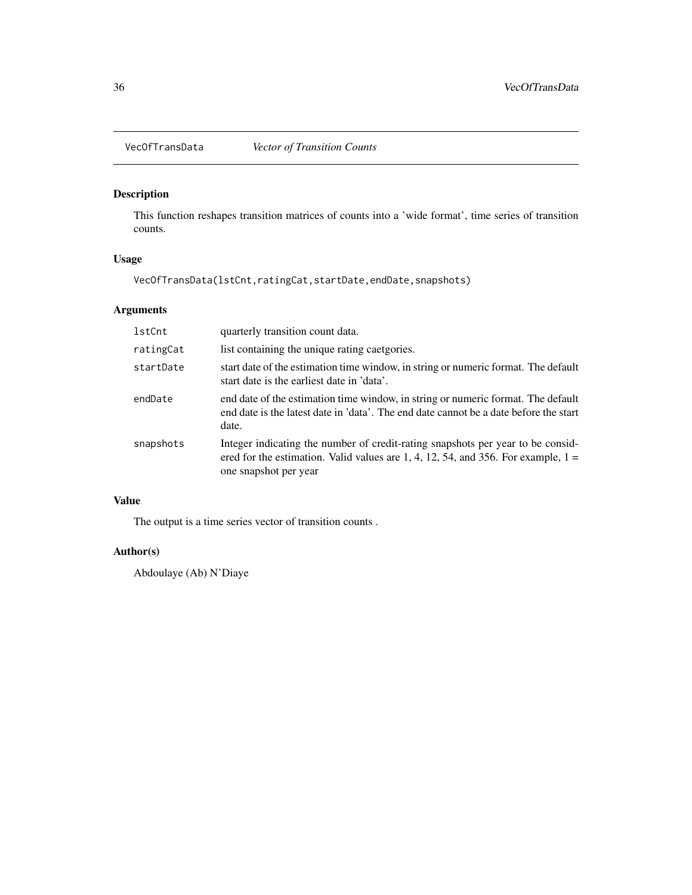## VecOfTransData *Vector of Transition Counts*

### Description

This function reshapes transition matrices of counts into a 'wide format', time series of transition counts.

### Usage

```
VecOfTransData(lstCnt,ratingCat,startDate,endDate,snapshots)
```

### Arguments

| | |
|---|---|
| lstCnt | quarterly transition count data. |
| ratingCat | list containing the unique rating caetgories. |
| startDate | start date of the estimation time window, in string or numeric format. The default start date is the earliest date in 'data'. |
| endDate | end date of the estimation time window, in string or numeric format. The default end date is the latest date in 'data'. The end date cannot be a date before the start date. |
| snapshots | Integer indicating the number of credit-rating snapshots per year to be considered for the estimation. Valid values are 1, 4, 12, 54, and 356. For example, 1 = one snapshot per year |

### Value

The output is a time series vector of transition counts .

### Author(s)

Abdoulaye (Ab) N'Diaye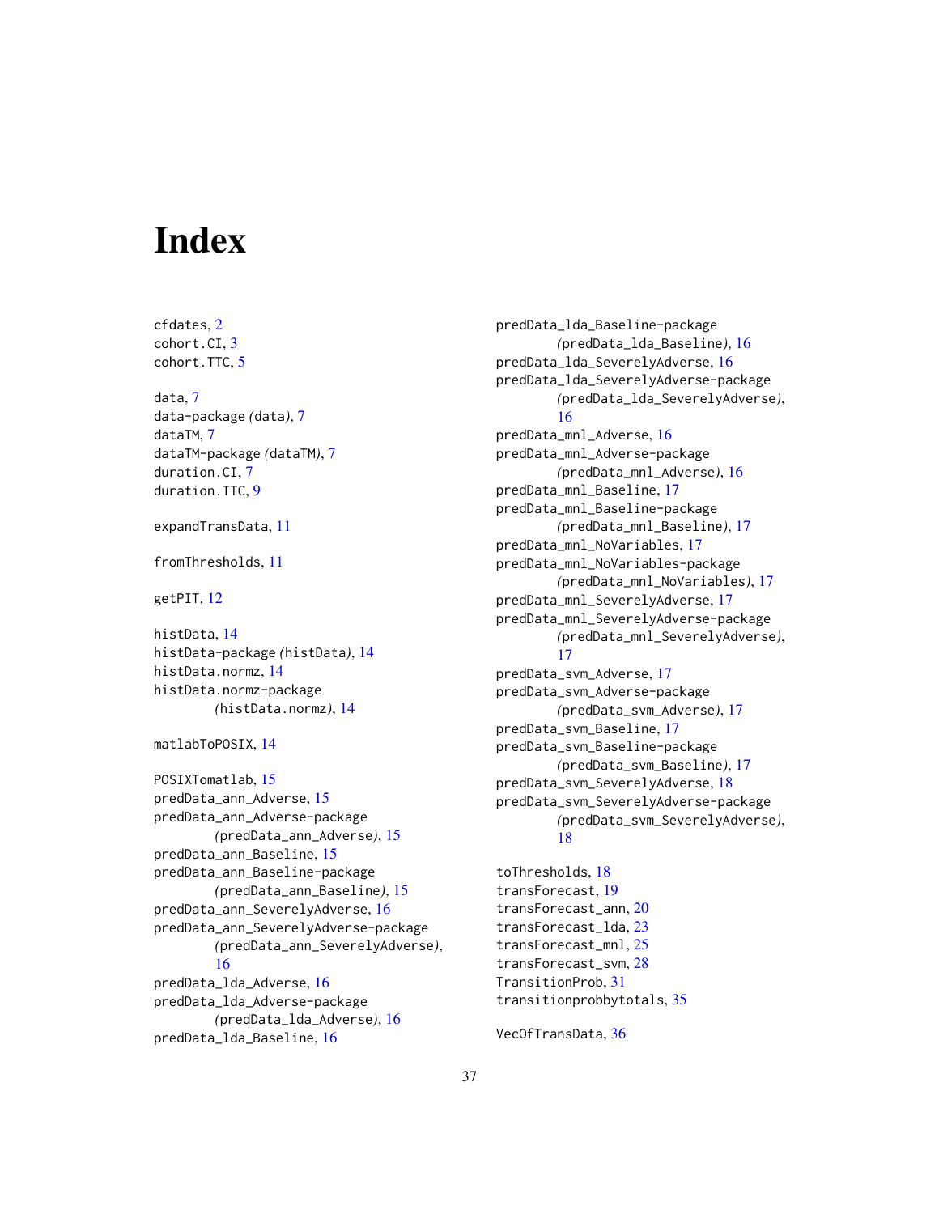# Index

cfdates, 2
cohort.CI, 3
cohort.TTC, 5

data, 7
data-package *(data)*, 7
dataTM, 7
dataTM-package *(dataTM)*, 7
duration.CI, 7
duration.TTC, 9

expandTransData, 11

fromThresholds, 11

getPIT, 12

histData, 14
histData-package *(histData)*, 14
histData.normz, 14
histData.normz-package *(histData.normz)*, 14

matlabToPOSIX, 14

POSIXTomatlab, 15
predData_ann_Adverse, 15
predData_ann_Adverse-package *(predData_ann_Adverse)*, 15
predData_ann_Baseline, 15
predData_ann_Baseline-package *(predData_ann_Baseline)*, 15
predData_ann_SeverelyAdverse, 16
predData_ann_SeverelyAdverse-package *(predData_ann_SeverelyAdverse)*, 16
predData_lda_Adverse, 16
predData_lda_Adverse-package *(predData_lda_Adverse)*, 16
predData_lda_Baseline, 16
predData_lda_Baseline-package *(predData_lda_Baseline)*, 16
predData_lda_SeverelyAdverse, 16
predData_lda_SeverelyAdverse-package *(predData_lda_SeverelyAdverse)*, 16
predData_mnl_Adverse, 16
predData_mnl_Adverse-package *(predData_mnl_Adverse)*, 16
predData_mnl_Baseline, 17
predData_mnl_Baseline-package *(predData_mnl_Baseline)*, 17
predData_mnl_NoVariables, 17
predData_mnl_NoVariables-package *(predData_mnl_NoVariables)*, 17
predData_mnl_SeverelyAdverse, 17
predData_mnl_SeverelyAdverse-package *(predData_mnl_SeverelyAdverse)*, 17
predData_svm_Adverse, 17
predData_svm_Adverse-package *(predData_svm_Adverse)*, 17
predData_svm_Baseline, 17
predData_svm_Baseline-package *(predData_svm_Baseline)*, 17
predData_svm_SeverelyAdverse, 18
predData_svm_SeverelyAdverse-package *(predData_svm_SeverelyAdverse)*, 18

toThresholds, 18
transForecast, 19
transForecast_ann, 20
transForecast_lda, 23
transForecast_mnl, 25
transForecast_svm, 28
TransitionProb, 31
transitionprobbytotals, 35

VecOfTransData, 36